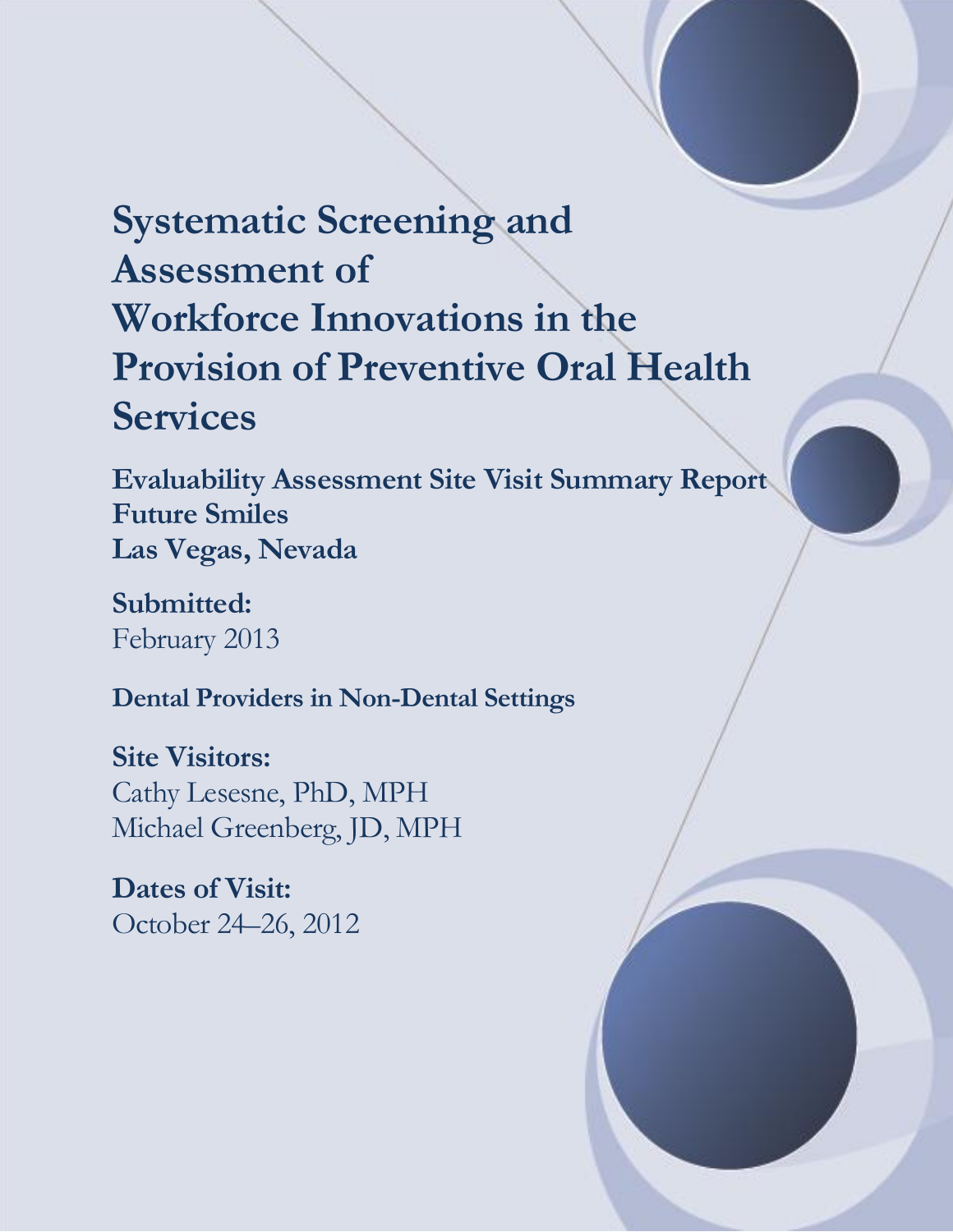# Systematic Screening and Assessment of Workforce Innovations in the Provision of Preventive Oral Health Services

**Evaluability Assessment Site Visit Summary Report**
**Future Smiles**
**Las Vegas, Nevada**

**Submitted:**
February 2013

**Dental Providers in Non-Dental Settings**

**Site Visitors:**
Cathy Lesesne, PhD, MPH
Michael Greenberg, JD, MPH

**Dates of Visit:**
October 24–26, 2012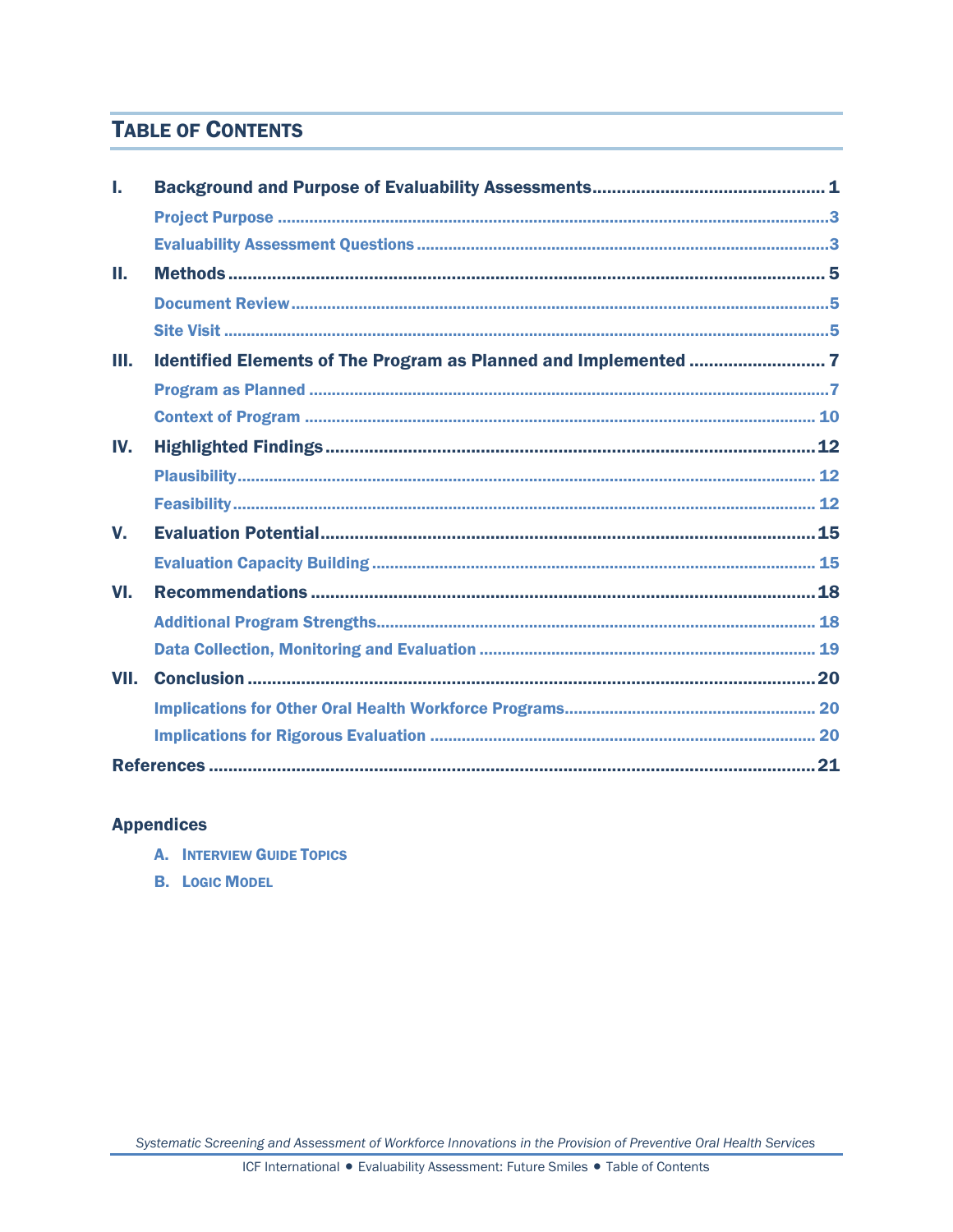## TABLE OF CONTENTS

- **I. Background and Purpose of Evaluability Assessments** ........ 1
  - Project Purpose ........ 3
  - Evaluability Assessment Questions ........ 3
- **II. Methods** ........ 5
  - Document Review ........ 5
  - Site Visit ........ 5
- **III. Identified Elements of The Program as Planned and Implemented** ........ 7
  - Program as Planned ........ 7
  - Context of Program ........ 10
- **IV. Highlighted Findings** ........ 12
  - Plausibility ........ 12
  - Feasibility ........ 12
- **V. Evaluation Potential** ........ 15
  - Evaluation Capacity Building ........ 15
- **VI. Recommendations** ........ 18
  - Additional Program Strengths ........ 18
  - Data Collection, Monitoring and Evaluation ........ 19
- **VII. Conclusion** ........ 20
  - Implications for Other Oral Health Workforce Programs ........ 20
  - Implications for Rigorous Evaluation ........ 20
- **References** ........ 21

### Appendices

- A. INTERVIEW GUIDE TOPICS
- B. LOGIC MODEL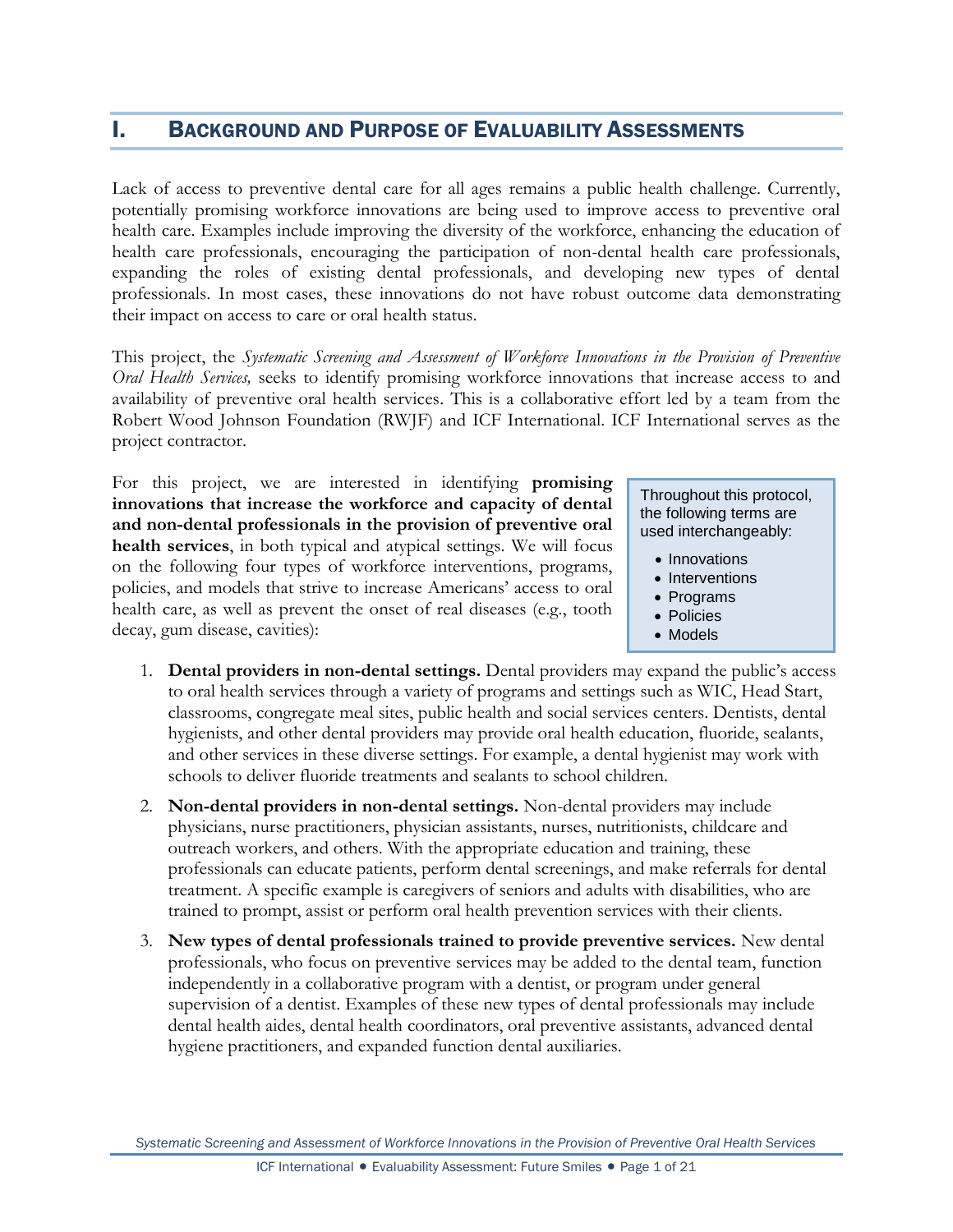# I. BACKGROUND AND PURPOSE OF EVALUABILITY ASSESSMENTS

Lack of access to preventive dental care for all ages remains a public health challenge. Currently, potentially promising workforce innovations are being used to improve access to preventive oral health care. Examples include improving the diversity of the workforce, enhancing the education of health care professionals, encouraging the participation of non-dental health care professionals, expanding the roles of existing dental professionals, and developing new types of dental professionals. In most cases, these innovations do not have robust outcome data demonstrating their impact on access to care or oral health status.

This project, the *Systematic Screening and Assessment of Workforce Innovations in the Provision of Preventive Oral Health Services,* seeks to identify promising workforce innovations that increase access to and availability of preventive oral health services. This is a collaborative effort led by a team from the Robert Wood Johnson Foundation (RWJF) and ICF International. ICF International serves as the project contractor.

For this project, we are interested in identifying **promising innovations that increase the workforce and capacity of dental and non-dental professionals in the provision of preventive oral health services**, in both typical and atypical settings. We will focus on the following four types of workforce interventions, programs, policies, and models that strive to increase Americans' access to oral health care, as well as prevent the onset of real diseases (e.g., tooth decay, gum disease, cavities):

> Throughout this protocol, the following terms are used interchangeably:
>
> - Innovations
> - Interventions
> - Programs
> - Policies
> - Models

1. **Dental providers in non-dental settings.** Dental providers may expand the public's access to oral health services through a variety of programs and settings such as WIC, Head Start, classrooms, congregate meal sites, public health and social services centers. Dentists, dental hygienists, and other dental providers may provide oral health education, fluoride, sealants, and other services in these diverse settings. For example, a dental hygienist may work with schools to deliver fluoride treatments and sealants to school children.
2. **Non-dental providers in non-dental settings.** Non-dental providers may include physicians, nurse practitioners, physician assistants, nurses, nutritionists, childcare and outreach workers, and others. With the appropriate education and training, these professionals can educate patients, perform dental screenings, and make referrals for dental treatment. A specific example is caregivers of seniors and adults with disabilities, who are trained to prompt, assist or perform oral health prevention services with their clients.
3. **New types of dental professionals trained to provide preventive services.** New dental professionals, who focus on preventive services may be added to the dental team, function independently in a collaborative program with a dentist, or program under general supervision of a dentist. Examples of these new types of dental professionals may include dental health aides, dental health coordinators, oral preventive assistants, advanced dental hygiene practitioners, and expanded function dental auxiliaries.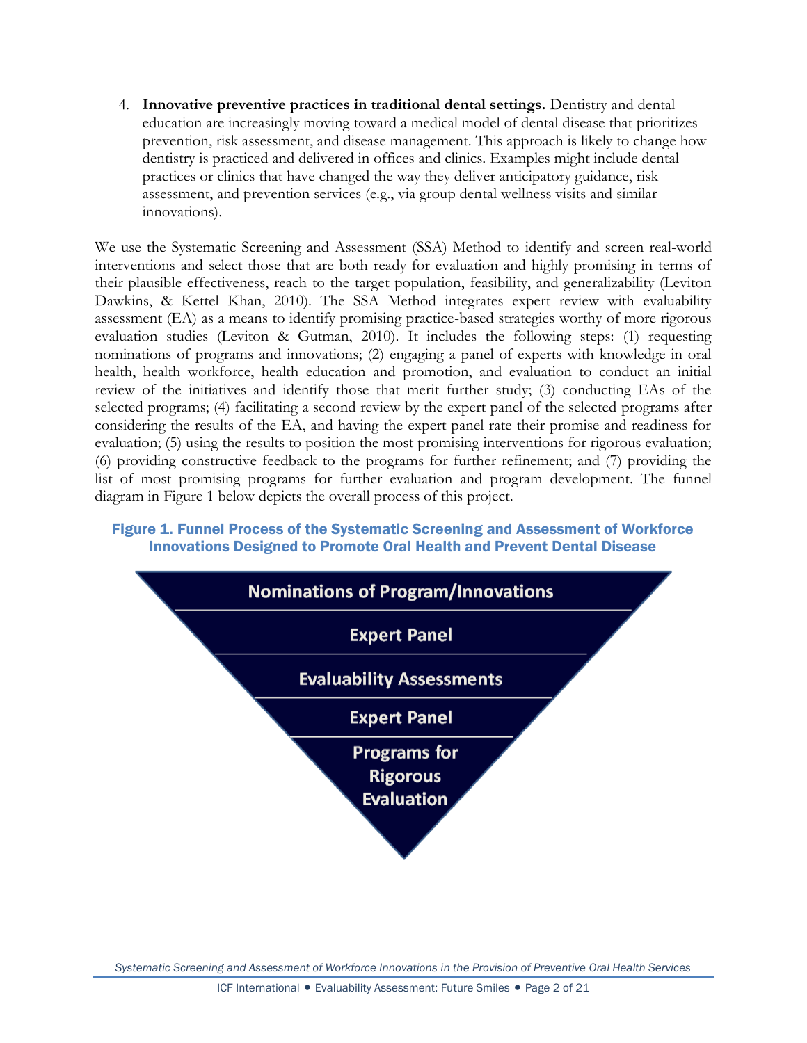4. **Innovative preventive practices in traditional dental settings.** Dentistry and dental education are increasingly moving toward a medical model of dental disease that prioritizes prevention, risk assessment, and disease management. This approach is likely to change how dentistry is practiced and delivered in offices and clinics. Examples might include dental practices or clinics that have changed the way they deliver anticipatory guidance, risk assessment, and prevention services (e.g., via group dental wellness visits and similar innovations).

We use the Systematic Screening and Assessment (SSA) Method to identify and screen real-world interventions and select those that are both ready for evaluation and highly promising in terms of their plausible effectiveness, reach to the target population, feasibility, and generalizability (Leviton Dawkins, & Kettel Khan, 2010). The SSA Method integrates expert review with evaluability assessment (EA) as a means to identify promising practice-based strategies worthy of more rigorous evaluation studies (Leviton & Gutman, 2010). It includes the following steps: (1) requesting nominations of programs and innovations; (2) engaging a panel of experts with knowledge in oral health, health workforce, health education and promotion, and evaluation to conduct an initial review of the initiatives and identify those that merit further study; (3) conducting EAs of the selected programs; (4) facilitating a second review by the expert panel of the selected programs after considering the results of the EA, and having the expert panel rate their promise and readiness for evaluation; (5) using the results to position the most promising interventions for rigorous evaluation; (6) providing constructive feedback to the programs for further refinement; and (7) providing the list of most promising programs for further evaluation and program development. The funnel diagram in Figure 1 below depicts the overall process of this project.

**Figure 1. Funnel Process of the Systematic Screening and Assessment of Workforce Innovations Designed to Promote Oral Health and Prevent Dental Disease**

Nominations of Program/Innovations

Expert Panel

Evaluability Assessments

Expert Panel

Programs for Rigorous Evaluation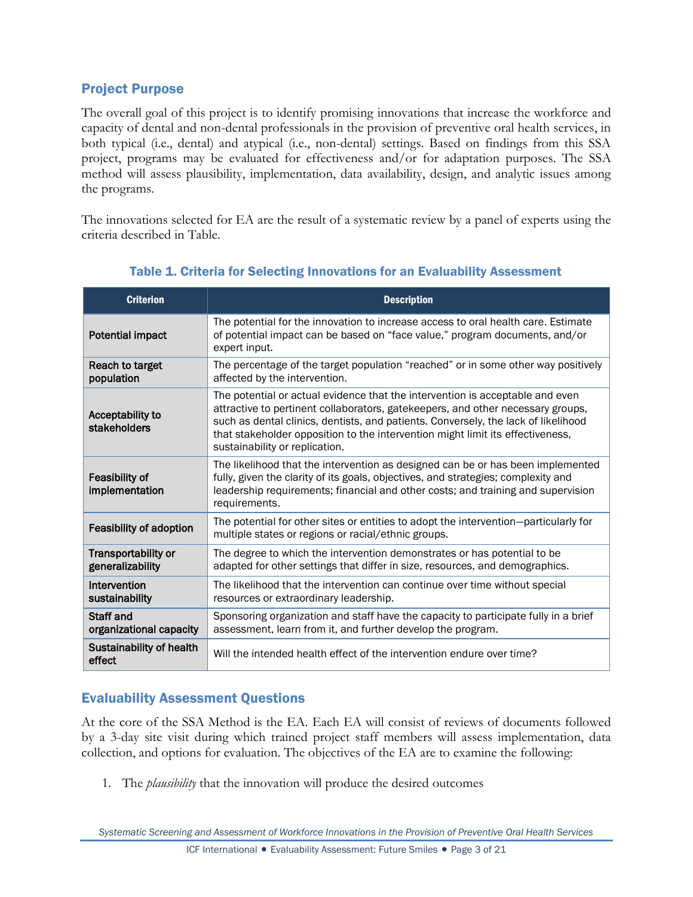## Project Purpose

The overall goal of this project is to identify promising innovations that increase the workforce and capacity of dental and non-dental professionals in the provision of preventive oral health services, in both typical (i.e., dental) and atypical (i.e., non-dental) settings. Based on findings from this SSA project, programs may be evaluated for effectiveness and/or for adaptation purposes. The SSA method will assess plausibility, implementation, data availability, design, and analytic issues among the programs.

The innovations selected for EA are the result of a systematic review by a panel of experts using the criteria described in Table.

**Table 1. Criteria for Selecting Innovations for an Evaluability Assessment**

| Criterion | Description |
|---|---|
| Potential impact | The potential for the innovation to increase access to oral health care. Estimate of potential impact can be based on “face value,” program documents, and/or expert input. |
| Reach to target population | The percentage of the target population “reached” or in some other way positively affected by the intervention. |
| Acceptability to stakeholders | The potential or actual evidence that the intervention is acceptable and even attractive to pertinent collaborators, gatekeepers, and other necessary groups, such as dental clinics, dentists, and patients. Conversely, the lack of likelihood that stakeholder opposition to the intervention might limit its effectiveness, sustainability or replication. |
| Feasibility of implementation | The likelihood that the intervention as designed can be or has been implemented fully, given the clarity of its goals, objectives, and strategies; complexity and leadership requirements; financial and other costs; and training and supervision requirements. |
| Feasibility of adoption | The potential for other sites or entities to adopt the intervention—particularly for multiple states or regions or racial/ethnic groups. |
| Transportability or generalizability | The degree to which the intervention demonstrates or has potential to be adapted for other settings that differ in size, resources, and demographics. |
| Intervention sustainability | The likelihood that the intervention can continue over time without special resources or extraordinary leadership. |
| Staff and organizational capacity | Sponsoring organization and staff have the capacity to participate fully in a brief assessment, learn from it, and further develop the program. |
| Sustainability of health effect | Will the intended health effect of the intervention endure over time? |

## Evaluability Assessment Questions

At the core of the SSA Method is the EA. Each EA will consist of reviews of documents followed by a 3-day site visit during which trained project staff members will assess implementation, data collection, and options for evaluation. The objectives of the EA are to examine the following:

1. The *plausibility* that the innovation will produce the desired outcomes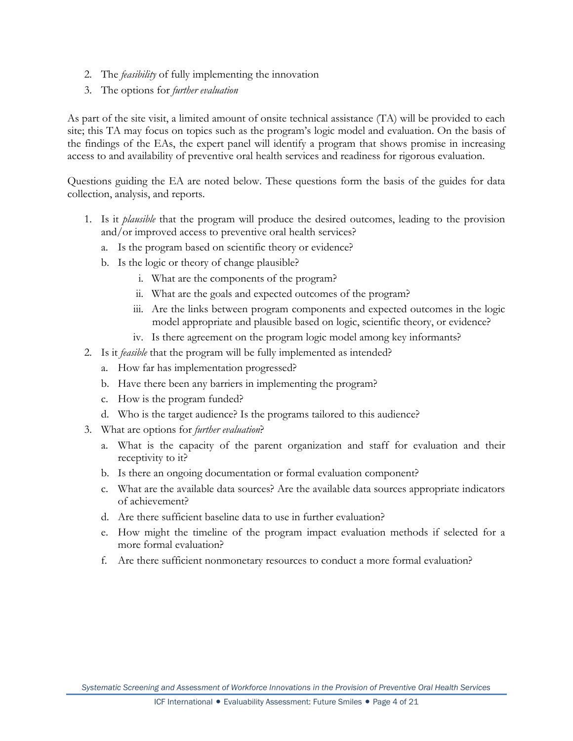2. The *feasibility* of fully implementing the innovation
3. The options for *further evaluation*

As part of the site visit, a limited amount of onsite technical assistance (TA) will be provided to each site; this TA may focus on topics such as the program's logic model and evaluation. On the basis of the findings of the EAs, the expert panel will identify a program that shows promise in increasing access to and availability of preventive oral health services and readiness for rigorous evaluation.

Questions guiding the EA are noted below. These questions form the basis of the guides for data collection, analysis, and reports.

1. Is it *plausible* that the program will produce the desired outcomes, leading to the provision and/or improved access to preventive oral health services?
   a. Is the program based on scientific theory or evidence?
   b. Is the logic or theory of change plausible?
      i. What are the components of the program?
      ii. What are the goals and expected outcomes of the program?
      iii. Are the links between program components and expected outcomes in the logic model appropriate and plausible based on logic, scientific theory, or evidence?
      iv. Is there agreement on the program logic model among key informants?
2. Is it *feasible* that the program will be fully implemented as intended?
   a. How far has implementation progressed?
   b. Have there been any barriers in implementing the program?
   c. How is the program funded?
   d. Who is the target audience? Is the programs tailored to this audience?
3. What are options for *further evaluation*?
   a. What is the capacity of the parent organization and staff for evaluation and their receptivity to it?
   b. Is there an ongoing documentation or formal evaluation component?
   c. What are the available data sources? Are the available data sources appropriate indicators of achievement?
   d. Are there sufficient baseline data to use in further evaluation?
   e. How might the timeline of the program impact evaluation methods if selected for a more formal evaluation?
   f. Are there sufficient nonmonetary resources to conduct a more formal evaluation?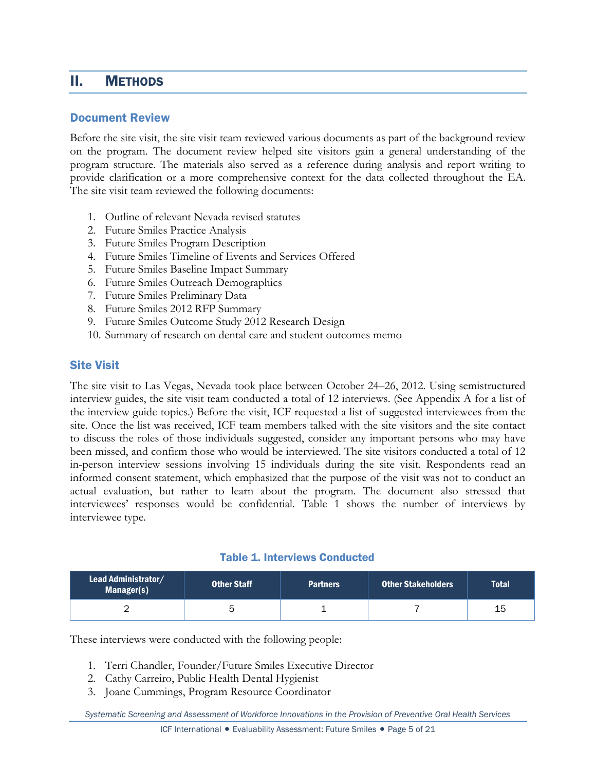## II. Methods

### Document Review

Before the site visit, the site visit team reviewed various documents as part of the background review on the program. The document review helped site visitors gain a general understanding of the program structure. The materials also served as a reference during analysis and report writing to provide clarification or a more comprehensive context for the data collected throughout the EA. The site visit team reviewed the following documents:

1. Outline of relevant Nevada revised statutes
2. Future Smiles Practice Analysis
3. Future Smiles Program Description
4. Future Smiles Timeline of Events and Services Offered
5. Future Smiles Baseline Impact Summary
6. Future Smiles Outreach Demographics
7. Future Smiles Preliminary Data
8. Future Smiles 2012 RFP Summary
9. Future Smiles Outcome Study 2012 Research Design
10. Summary of research on dental care and student outcomes memo

### Site Visit

The site visit to Las Vegas, Nevada took place between October 24–26, 2012. Using semistructured interview guides, the site visit team conducted a total of 12 interviews. (See Appendix A for a list of the interview guide topics.) Before the visit, ICF requested a list of suggested interviewees from the site. Once the list was received, ICF team members talked with the site visitors and the site contact to discuss the roles of those individuals suggested, consider any important persons who may have been missed, and confirm those who would be interviewed. The site visitors conducted a total of 12 in-person interview sessions involving 15 individuals during the site visit. Respondents read an informed consent statement, which emphasized that the purpose of the visit was not to conduct an actual evaluation, but rather to learn about the program. The document also stressed that interviewees' responses would be confidential. Table 1 shows the number of interviews by interviewee type.

**Table 1. Interviews Conducted**

| Lead Administrator/ Manager(s) | Other Staff | Partners | Other Stakeholders | Total |
|---|---|---|---|---|
| 2 | 5 | 1 | 7 | 15 |

These interviews were conducted with the following people:

1. Terri Chandler, Founder/Future Smiles Executive Director
2. Cathy Carreiro, Public Health Dental Hygienist
3. Joane Cummings, Program Resource Coordinator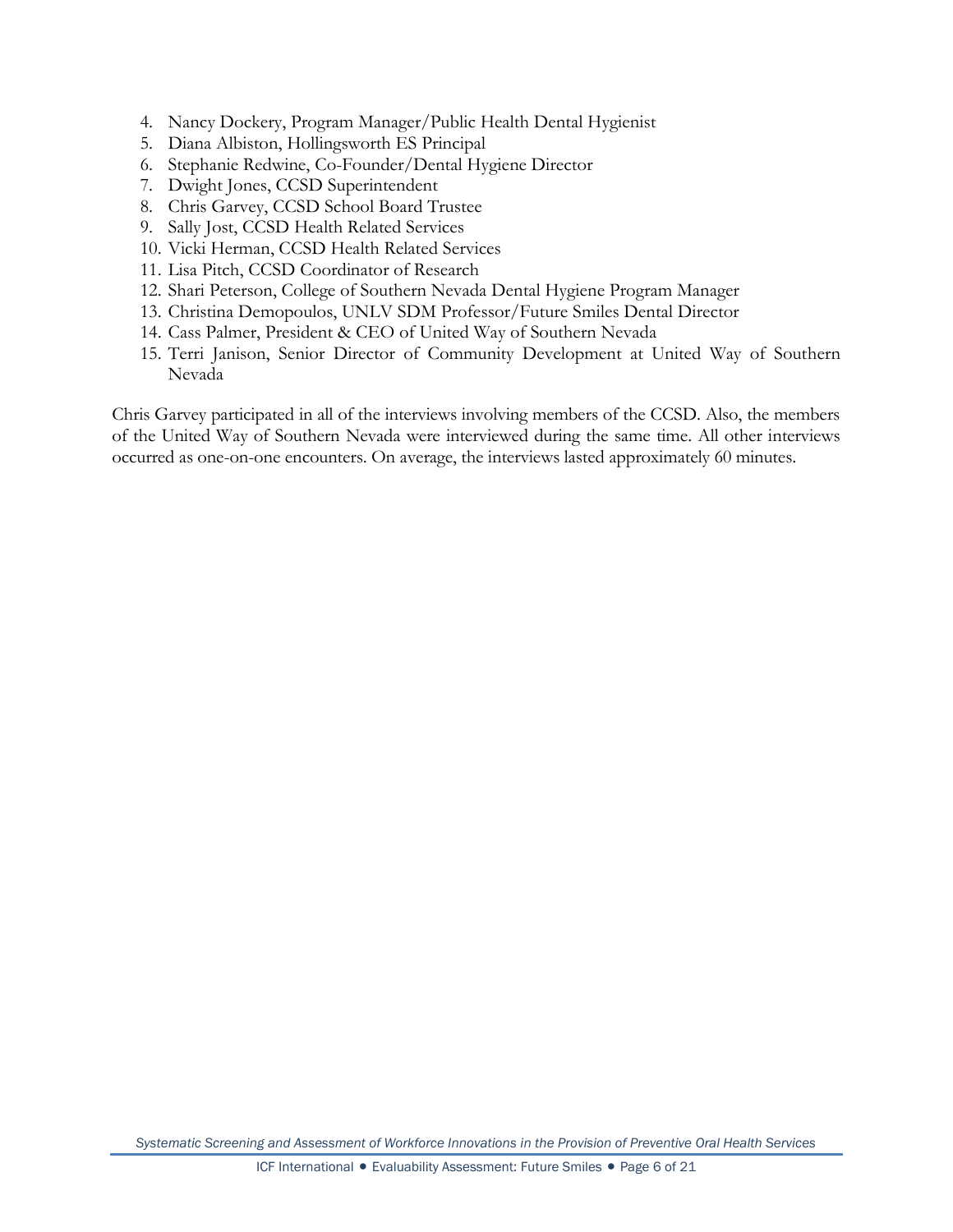4. Nancy Dockery, Program Manager/Public Health Dental Hygienist
5. Diana Albiston, Hollingsworth ES Principal
6. Stephanie Redwine, Co-Founder/Dental Hygiene Director
7. Dwight Jones, CCSD Superintendent
8. Chris Garvey, CCSD School Board Trustee
9. Sally Jost, CCSD Health Related Services
10. Vicki Herman, CCSD Health Related Services
11. Lisa Pitch, CCSD Coordinator of Research
12. Shari Peterson, College of Southern Nevada Dental Hygiene Program Manager
13. Christina Demopoulos, UNLV SDM Professor/Future Smiles Dental Director
14. Cass Palmer, President & CEO of United Way of Southern Nevada
15. Terri Janison, Senior Director of Community Development at United Way of Southern Nevada

Chris Garvey participated in all of the interviews involving members of the CCSD. Also, the members of the United Way of Southern Nevada were interviewed during the same time. All other interviews occurred as one-on-one encounters. On average, the interviews lasted approximately 60 minutes.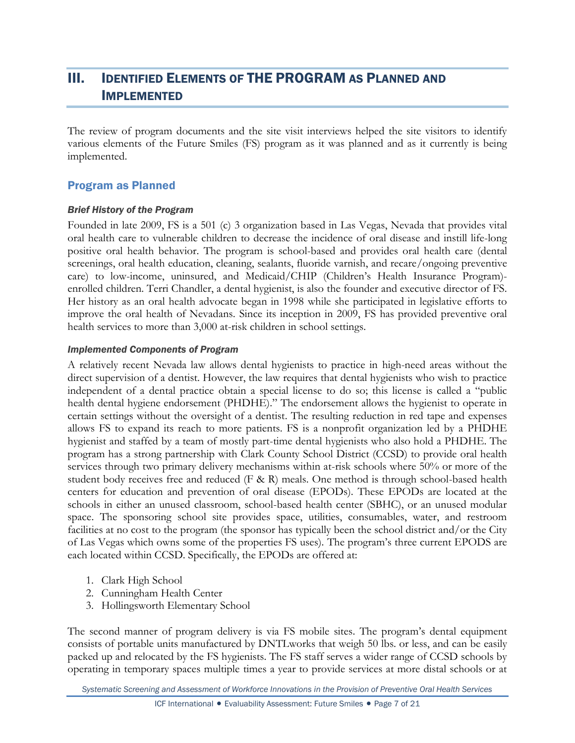# III. Identified Elements of THE PROGRAM as Planned and Implemented

The review of program documents and the site visit interviews helped the site visitors to identify various elements of the Future Smiles (FS) program as it was planned and as it currently is being implemented.

## Program as Planned

### *Brief History of the Program*

Founded in late 2009, FS is a 501 (c) 3 organization based in Las Vegas, Nevada that provides vital oral health care to vulnerable children to decrease the incidence of oral disease and instill life-long positive oral health behavior. The program is school-based and provides oral health care (dental screenings, oral health education, cleaning, sealants, fluoride varnish, and recare/ongoing preventive care) to low-income, uninsured, and Medicaid/CHIP (Children's Health Insurance Program)-enrolled children. Terri Chandler, a dental hygienist, is also the founder and executive director of FS. Her history as an oral health advocate began in 1998 while she participated in legislative efforts to improve the oral health of Nevadans. Since its inception in 2009, FS has provided preventive oral health services to more than 3,000 at-risk children in school settings.

### *Implemented Components of Program*

A relatively recent Nevada law allows dental hygienists to practice in high-need areas without the direct supervision of a dentist. However, the law requires that dental hygienists who wish to practice independent of a dental practice obtain a special license to do so; this license is called a "public health dental hygiene endorsement (PHDHE)." The endorsement allows the hygienist to operate in certain settings without the oversight of a dentist. The resulting reduction in red tape and expenses allows FS to expand its reach to more patients. FS is a nonprofit organization led by a PHDHE hygienist and staffed by a team of mostly part-time dental hygienists who also hold a PHDHE. The program has a strong partnership with Clark County School District (CCSD) to provide oral health services through two primary delivery mechanisms within at-risk schools where 50% or more of the student body receives free and reduced (F & R) meals. One method is through school-based health centers for education and prevention of oral disease (EPODs). These EPODs are located at the schools in either an unused classroom, school-based health center (SBHC), or an unused modular space. The sponsoring school site provides space, utilities, consumables, water, and restroom facilities at no cost to the program (the sponsor has typically been the school district and/or the City of Las Vegas which owns some of the properties FS uses). The program's three current EPODS are each located within CCSD. Specifically, the EPODs are offered at:

1. Clark High School
2. Cunningham Health Center
3. Hollingsworth Elementary School

The second manner of program delivery is via FS mobile sites. The program's dental equipment consists of portable units manufactured by DNTLworks that weigh 50 lbs. or less, and can be easily packed up and relocated by the FS hygienists. The FS staff serves a wider range of CCSD schools by operating in temporary spaces multiple times a year to provide services at more distal schools or at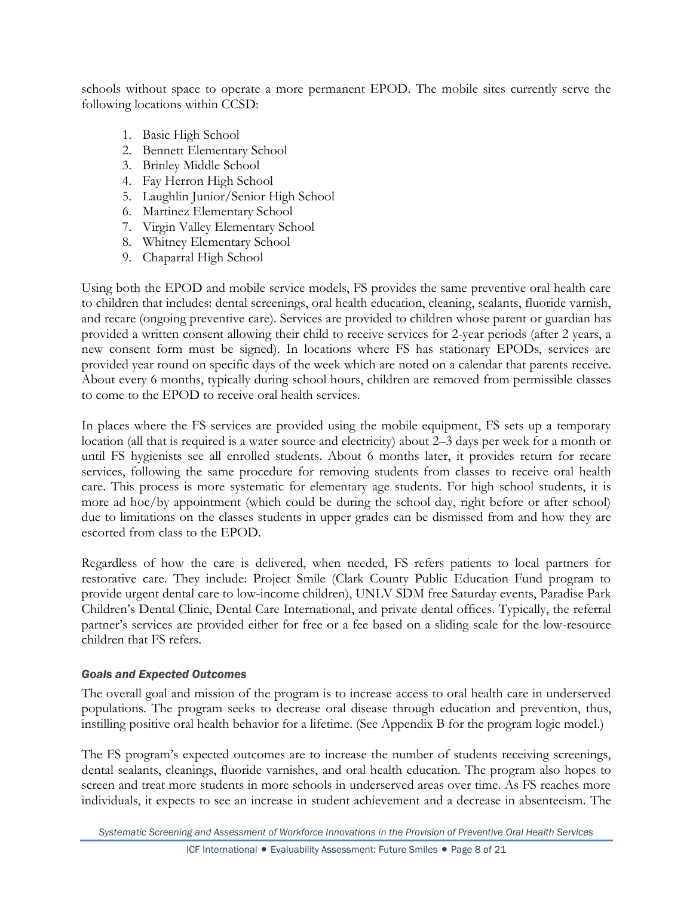schools without space to operate a more permanent EPOD. The mobile sites currently serve the following locations within CCSD:

1. Basic High School
2. Bennett Elementary School
3. Brinley Middle School
4. Fay Herron High School
5. Laughlin Junior/Senior High School
6. Martinez Elementary School
7. Virgin Valley Elementary School
8. Whitney Elementary School
9. Chaparral High School

Using both the EPOD and mobile service models, FS provides the same preventive oral health care to children that includes: dental screenings, oral health education, cleaning, sealants, fluoride varnish, and recare (ongoing preventive care). Services are provided to children whose parent or guardian has provided a written consent allowing their child to receive services for 2-year periods (after 2 years, a new consent form must be signed). In locations where FS has stationary EPODs, services are provided year round on specific days of the week which are noted on a calendar that parents receive. About every 6 months, typically during school hours, children are removed from permissible classes to come to the EPOD to receive oral health services.

In places where the FS services are provided using the mobile equipment, FS sets up a temporary location (all that is required is a water source and electricity) about 2–3 days per week for a month or until FS hygienists see all enrolled students. About 6 months later, it provides return for recare services, following the same procedure for removing students from classes to receive oral health care. This process is more systematic for elementary age students. For high school students, it is more ad hoc/by appointment (which could be during the school day, right before or after school) due to limitations on the classes students in upper grades can be dismissed from and how they are escorted from class to the EPOD.

Regardless of how the care is delivered, when needed, FS refers patients to local partners for restorative care. They include: Project Smile (Clark County Public Education Fund program to provide urgent dental care to low-income children), UNLV SDM free Saturday events, Paradise Park Children's Dental Clinic, Dental Care International, and private dental offices. Typically, the referral partner's services are provided either for free or a fee based on a sliding scale for the low-resource children that FS refers.

#### *Goals and Expected Outcomes*

The overall goal and mission of the program is to increase access to oral health care in underserved populations. The program seeks to decrease oral disease through education and prevention, thus, instilling positive oral health behavior for a lifetime. (See Appendix B for the program logic model.)

The FS program's expected outcomes are to increase the number of students receiving screenings, dental sealants, cleanings, fluoride varnishes, and oral health education. The program also hopes to screen and treat more students in more schools in underserved areas over time. As FS reaches more individuals, it expects to see an increase in student achievement and a decrease in absenteeism. The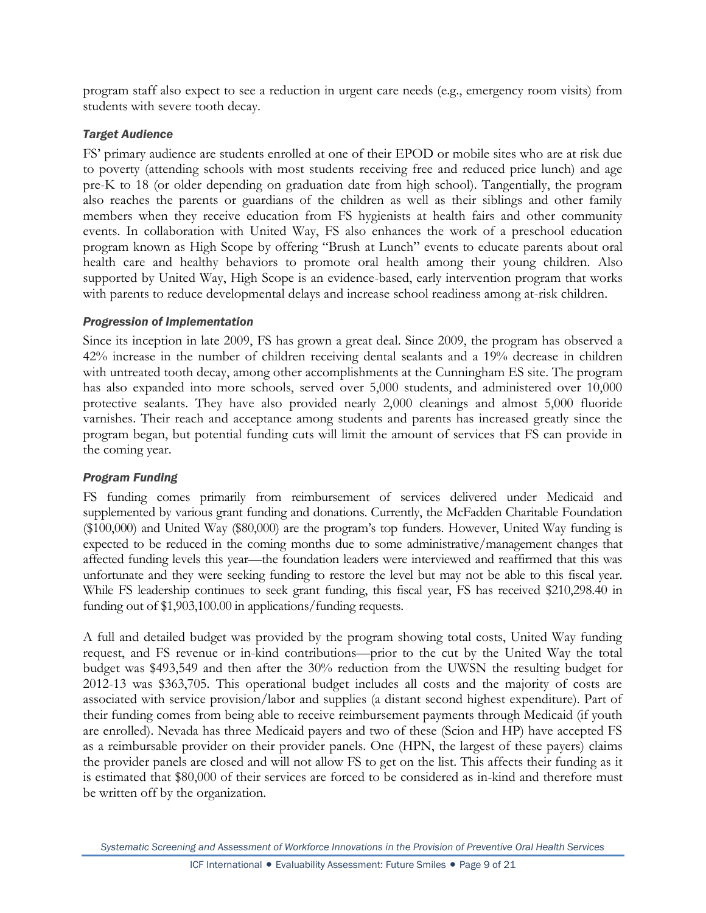program staff also expect to see a reduction in urgent care needs (e.g., emergency room visits) from students with severe tooth decay.

### *Target Audience*

FS' primary audience are students enrolled at one of their EPOD or mobile sites who are at risk due to poverty (attending schools with most students receiving free and reduced price lunch) and age pre-K to 18 (or older depending on graduation date from high school). Tangentially, the program also reaches the parents or guardians of the children as well as their siblings and other family members when they receive education from FS hygienists at health fairs and other community events. In collaboration with United Way, FS also enhances the work of a preschool education program known as High Scope by offering "Brush at Lunch" events to educate parents about oral health care and healthy behaviors to promote oral health among their young children. Also supported by United Way, High Scope is an evidence-based, early intervention program that works with parents to reduce developmental delays and increase school readiness among at-risk children.

### *Progression of Implementation*

Since its inception in late 2009, FS has grown a great deal. Since 2009, the program has observed a 42% increase in the number of children receiving dental sealants and a 19% decrease in children with untreated tooth decay, among other accomplishments at the Cunningham ES site. The program has also expanded into more schools, served over 5,000 students, and administered over 10,000 protective sealants. They have also provided nearly 2,000 cleanings and almost 5,000 fluoride varnishes. Their reach and acceptance among students and parents has increased greatly since the program began, but potential funding cuts will limit the amount of services that FS can provide in the coming year.

### *Program Funding*

FS funding comes primarily from reimbursement of services delivered under Medicaid and supplemented by various grant funding and donations. Currently, the McFadden Charitable Foundation ($100,000) and United Way ($80,000) are the program's top funders. However, United Way funding is expected to be reduced in the coming months due to some administrative/management changes that affected funding levels this year—the foundation leaders were interviewed and reaffirmed that this was unfortunate and they were seeking funding to restore the level but may not be able to this fiscal year. While FS leadership continues to seek grant funding, this fiscal year, FS has received $210,298.40 in funding out of $1,903,100.00 in applications/funding requests.

A full and detailed budget was provided by the program showing total costs, United Way funding request, and FS revenue or in-kind contributions—prior to the cut by the United Way the total budget was $493,549 and then after the 30% reduction from the UWSN the resulting budget for 2012-13 was $363,705. This operational budget includes all costs and the majority of costs are associated with service provision/labor and supplies (a distant second highest expenditure). Part of their funding comes from being able to receive reimbursement payments through Medicaid (if youth are enrolled). Nevada has three Medicaid payers and two of these (Scion and HP) have accepted FS as a reimbursable provider on their provider panels. One (HPN, the largest of these payers) claims the provider panels are closed and will not allow FS to get on the list. This affects their funding as it is estimated that $80,000 of their services are forced to be considered as in-kind and therefore must be written off by the organization.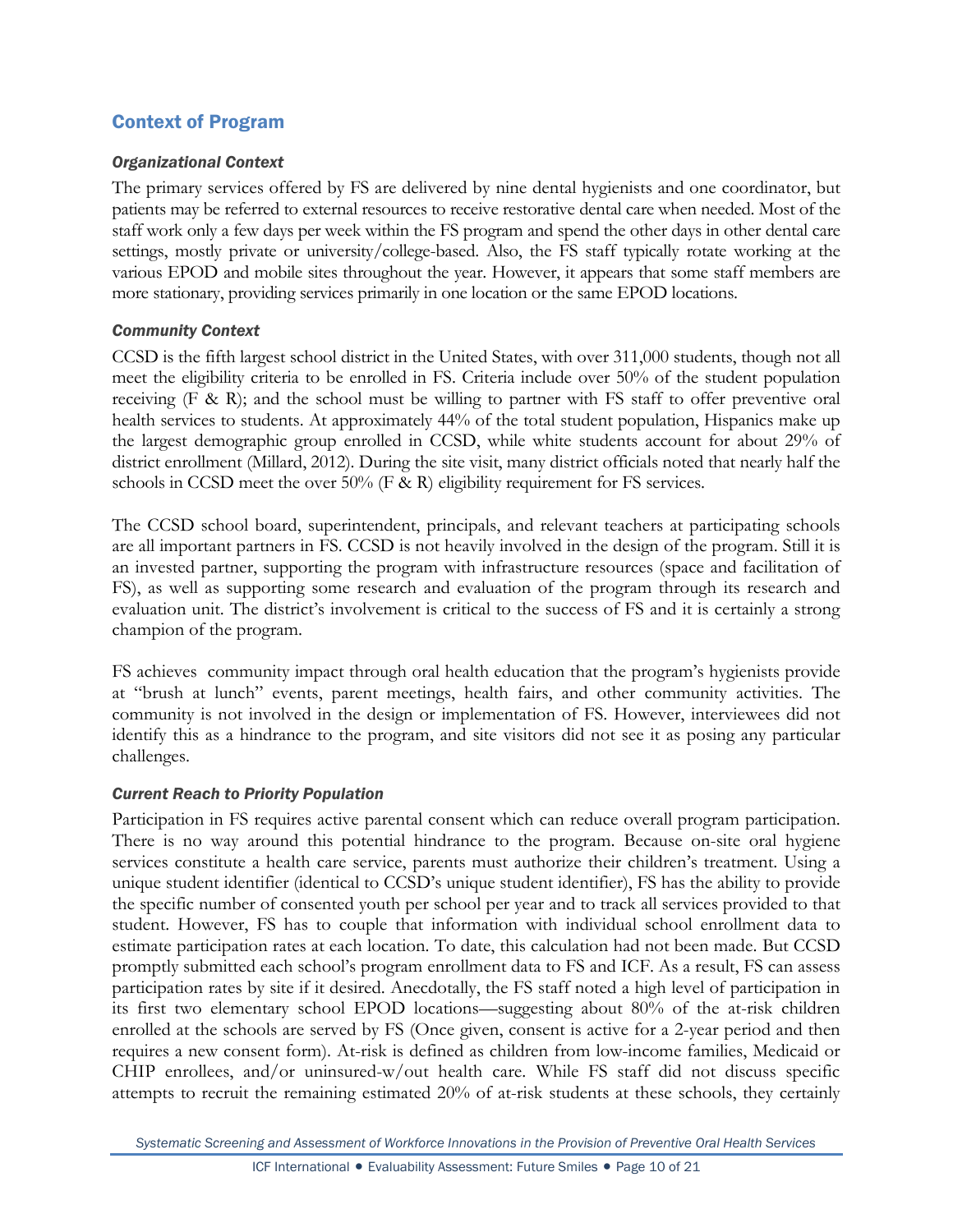## Context of Program

### *Organizational Context*

The primary services offered by FS are delivered by nine dental hygienists and one coordinator, but patients may be referred to external resources to receive restorative dental care when needed. Most of the staff work only a few days per week within the FS program and spend the other days in other dental care settings, mostly private or university/college-based. Also, the FS staff typically rotate working at the various EPOD and mobile sites throughout the year. However, it appears that some staff members are more stationary, providing services primarily in one location or the same EPOD locations.

### *Community Context*

CCSD is the fifth largest school district in the United States, with over 311,000 students, though not all meet the eligibility criteria to be enrolled in FS. Criteria include over 50% of the student population receiving (F & R); and the school must be willing to partner with FS staff to offer preventive oral health services to students. At approximately 44% of the total student population, Hispanics make up the largest demographic group enrolled in CCSD, while white students account for about 29% of district enrollment (Millard, 2012). During the site visit, many district officials noted that nearly half the schools in CCSD meet the over 50% (F & R) eligibility requirement for FS services.

The CCSD school board, superintendent, principals, and relevant teachers at participating schools are all important partners in FS. CCSD is not heavily involved in the design of the program. Still it is an invested partner, supporting the program with infrastructure resources (space and facilitation of FS), as well as supporting some research and evaluation of the program through its research and evaluation unit. The district's involvement is critical to the success of FS and it is certainly a strong champion of the program.

FS achieves community impact through oral health education that the program's hygienists provide at "brush at lunch" events, parent meetings, health fairs, and other community activities. The community is not involved in the design or implementation of FS. However, interviewees did not identify this as a hindrance to the program, and site visitors did not see it as posing any particular challenges.

### *Current Reach to Priority Population*

Participation in FS requires active parental consent which can reduce overall program participation. There is no way around this potential hindrance to the program. Because on-site oral hygiene services constitute a health care service, parents must authorize their children's treatment. Using a unique student identifier (identical to CCSD's unique student identifier), FS has the ability to provide the specific number of consented youth per school per year and to track all services provided to that student. However, FS has to couple that information with individual school enrollment data to estimate participation rates at each location. To date, this calculation had not been made. But CCSD promptly submitted each school's program enrollment data to FS and ICF. As a result, FS can assess participation rates by site if it desired. Anecdotally, the FS staff noted a high level of participation in its first two elementary school EPOD locations—suggesting about 80% of the at-risk children enrolled at the schools are served by FS (Once given, consent is active for a 2-year period and then requires a new consent form). At-risk is defined as children from low-income families, Medicaid or CHIP enrollees, and/or uninsured-w/out health care. While FS staff did not discuss specific attempts to recruit the remaining estimated 20% of at-risk students at these schools, they certainly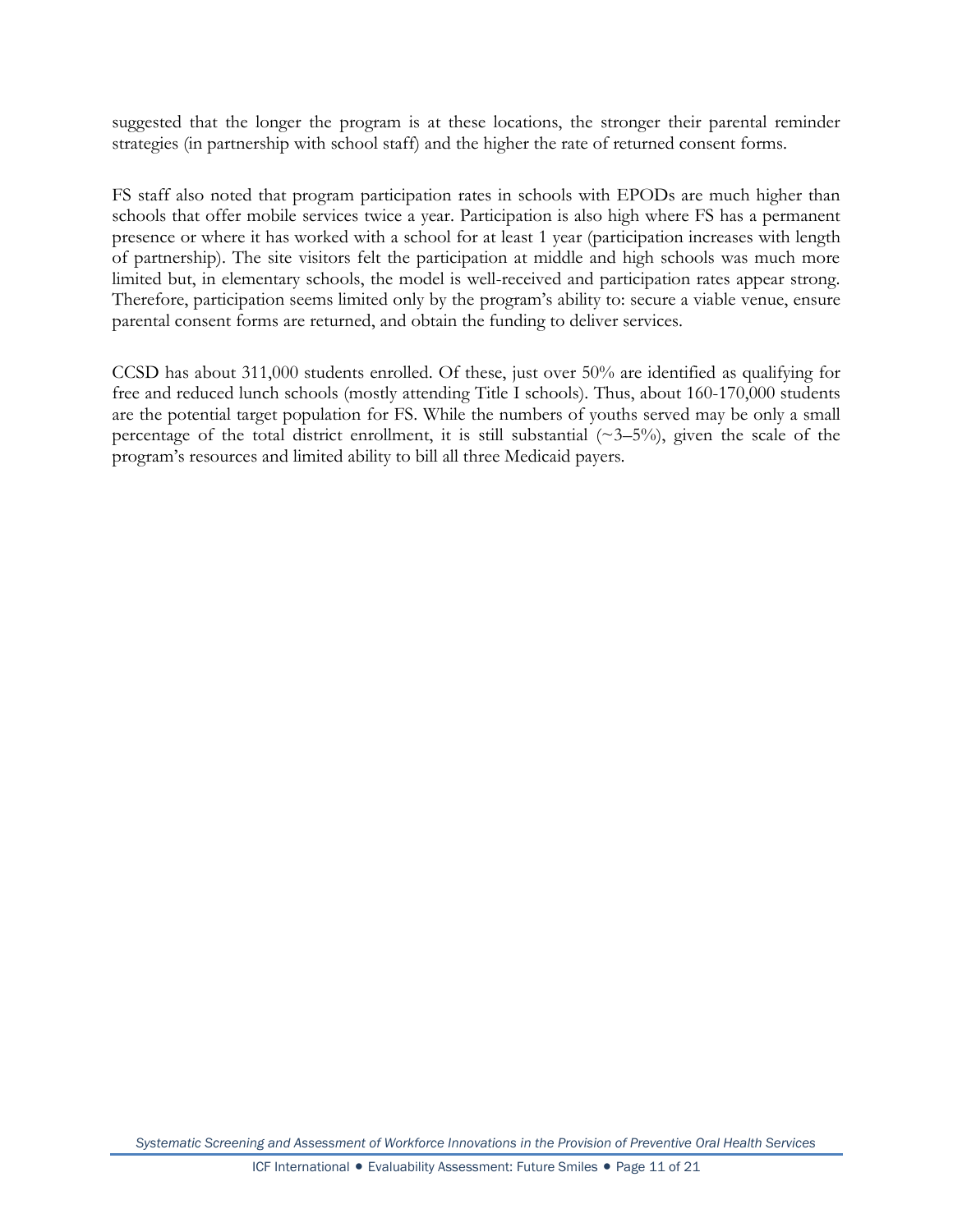suggested that the longer the program is at these locations, the stronger their parental reminder strategies (in partnership with school staff) and the higher the rate of returned consent forms.

FS staff also noted that program participation rates in schools with EPODs are much higher than schools that offer mobile services twice a year. Participation is also high where FS has a permanent presence or where it has worked with a school for at least 1 year (participation increases with length of partnership). The site visitors felt the participation at middle and high schools was much more limited but, in elementary schools, the model is well-received and participation rates appear strong. Therefore, participation seems limited only by the program's ability to: secure a viable venue, ensure parental consent forms are returned, and obtain the funding to deliver services.

CCSD has about 311,000 students enrolled. Of these, just over 50% are identified as qualifying for free and reduced lunch schools (mostly attending Title I schools). Thus, about 160-170,000 students are the potential target population for FS. While the numbers of youths served may be only a small percentage of the total district enrollment, it is still substantial (~3–5%), given the scale of the program's resources and limited ability to bill all three Medicaid payers.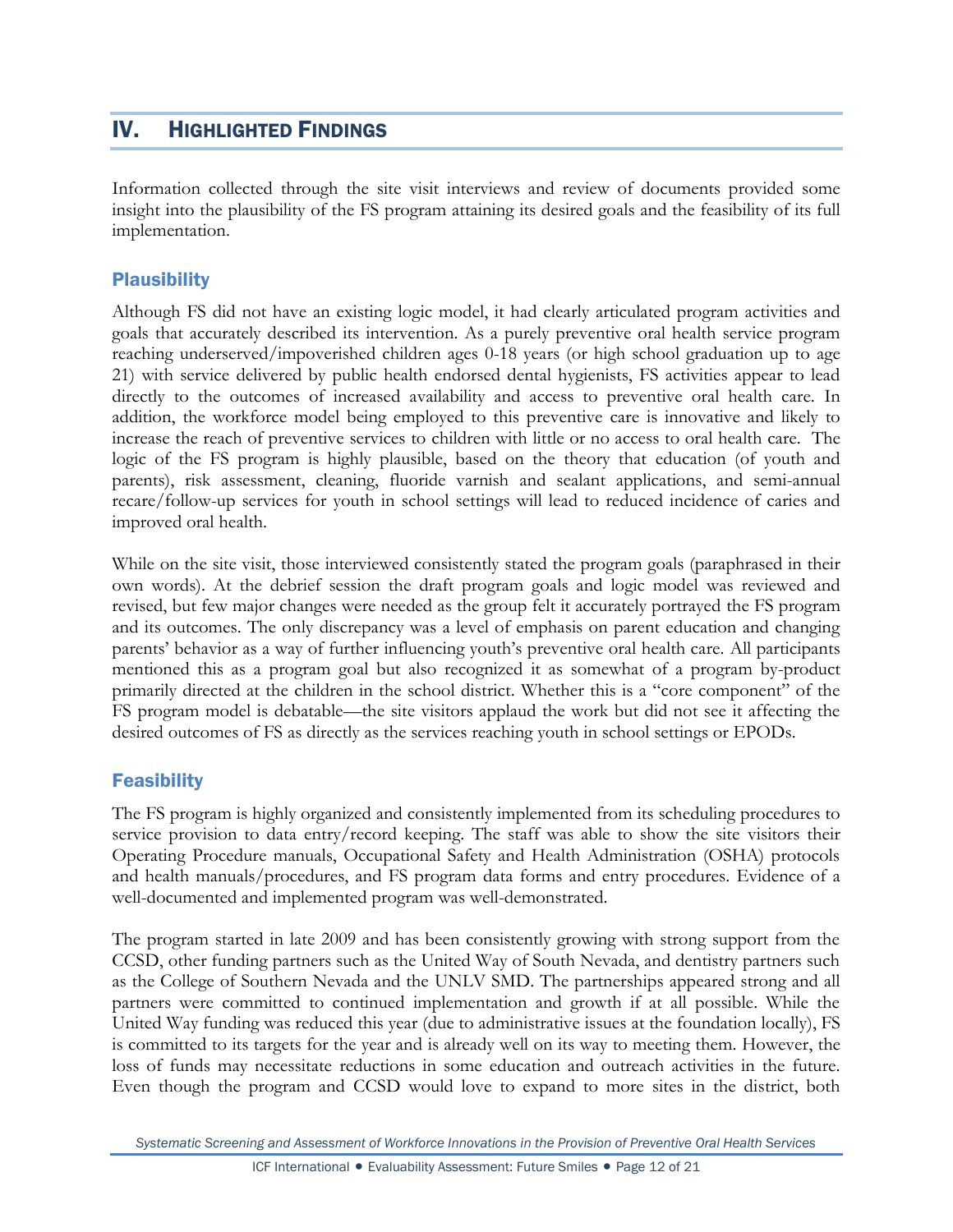## IV. HIGHLIGHTED FINDINGS

Information collected through the site visit interviews and review of documents provided some insight into the plausibility of the FS program attaining its desired goals and the feasibility of its full implementation.

### Plausibility

Although FS did not have an existing logic model, it had clearly articulated program activities and goals that accurately described its intervention. As a purely preventive oral health service program reaching underserved/impoverished children ages 0-18 years (or high school graduation up to age 21) with service delivered by public health endorsed dental hygienists, FS activities appear to lead directly to the outcomes of increased availability and access to preventive oral health care. In addition, the workforce model being employed to this preventive care is innovative and likely to increase the reach of preventive services to children with little or no access to oral health care. The logic of the FS program is highly plausible, based on the theory that education (of youth and parents), risk assessment, cleaning, fluoride varnish and sealant applications, and semi-annual recare/follow-up services for youth in school settings will lead to reduced incidence of caries and improved oral health.

While on the site visit, those interviewed consistently stated the program goals (paraphrased in their own words). At the debrief session the draft program goals and logic model was reviewed and revised, but few major changes were needed as the group felt it accurately portrayed the FS program and its outcomes. The only discrepancy was a level of emphasis on parent education and changing parents' behavior as a way of further influencing youth's preventive oral health care. All participants mentioned this as a program goal but also recognized it as somewhat of a program by-product primarily directed at the children in the school district. Whether this is a "core component" of the FS program model is debatable—the site visitors applaud the work but did not see it affecting the desired outcomes of FS as directly as the services reaching youth in school settings or EPODs.

### Feasibility

The FS program is highly organized and consistently implemented from its scheduling procedures to service provision to data entry/record keeping. The staff was able to show the site visitors their Operating Procedure manuals, Occupational Safety and Health Administration (OSHA) protocols and health manuals/procedures, and FS program data forms and entry procedures. Evidence of a well-documented and implemented program was well-demonstrated.

The program started in late 2009 and has been consistently growing with strong support from the CCSD, other funding partners such as the United Way of South Nevada, and dentistry partners such as the College of Southern Nevada and the UNLV SMD. The partnerships appeared strong and all partners were committed to continued implementation and growth if at all possible. While the United Way funding was reduced this year (due to administrative issues at the foundation locally), FS is committed to its targets for the year and is already well on its way to meeting them. However, the loss of funds may necessitate reductions in some education and outreach activities in the future. Even though the program and CCSD would love to expand to more sites in the district, both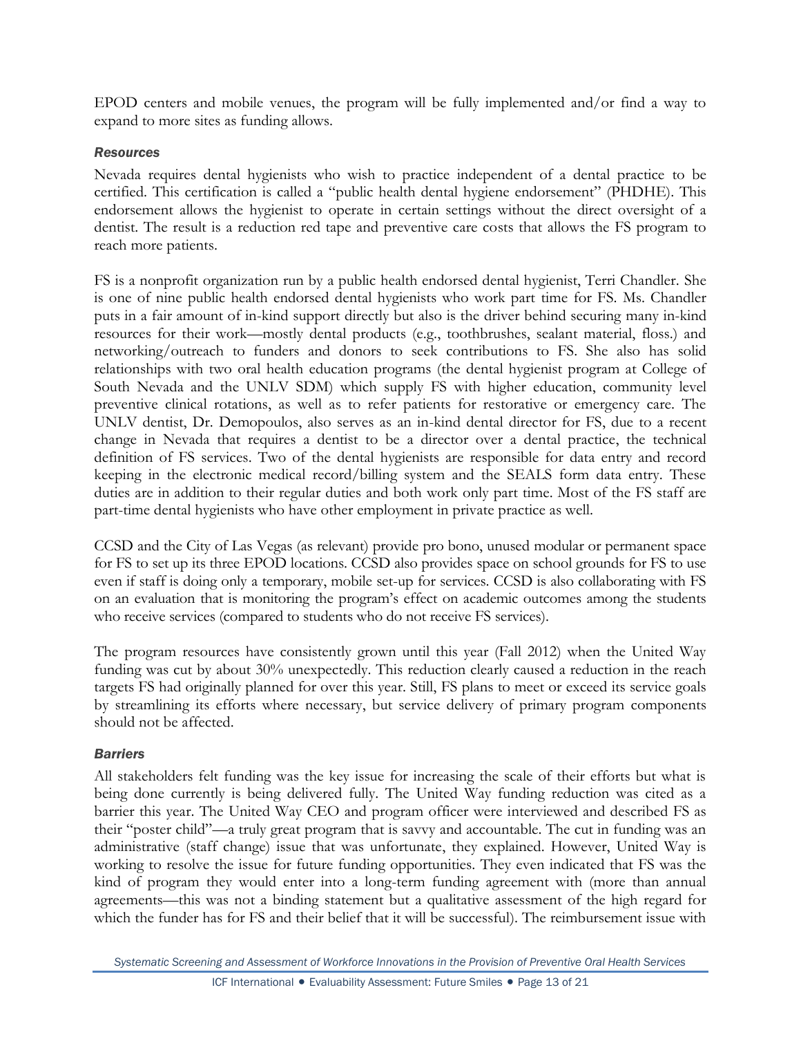EPOD centers and mobile venues, the program will be fully implemented and/or find a way to expand to more sites as funding allows.

### *Resources*

Nevada requires dental hygienists who wish to practice independent of a dental practice to be certified. This certification is called a "public health dental hygiene endorsement" (PHDHE). This endorsement allows the hygienist to operate in certain settings without the direct oversight of a dentist. The result is a reduction red tape and preventive care costs that allows the FS program to reach more patients.

FS is a nonprofit organization run by a public health endorsed dental hygienist, Terri Chandler. She is one of nine public health endorsed dental hygienists who work part time for FS. Ms. Chandler puts in a fair amount of in-kind support directly but also is the driver behind securing many in-kind resources for their work—mostly dental products (e.g., toothbrushes, sealant material, floss.) and networking/outreach to funders and donors to seek contributions to FS. She also has solid relationships with two oral health education programs (the dental hygienist program at College of South Nevada and the UNLV SDM) which supply FS with higher education, community level preventive clinical rotations, as well as to refer patients for restorative or emergency care. The UNLV dentist, Dr. Demopoulos, also serves as an in-kind dental director for FS, due to a recent change in Nevada that requires a dentist to be a director over a dental practice, the technical definition of FS services. Two of the dental hygienists are responsible for data entry and record keeping in the electronic medical record/billing system and the SEALS form data entry. These duties are in addition to their regular duties and both work only part time. Most of the FS staff are part-time dental hygienists who have other employment in private practice as well.

CCSD and the City of Las Vegas (as relevant) provide pro bono, unused modular or permanent space for FS to set up its three EPOD locations. CCSD also provides space on school grounds for FS to use even if staff is doing only a temporary, mobile set-up for services. CCSD is also collaborating with FS on an evaluation that is monitoring the program's effect on academic outcomes among the students who receive services (compared to students who do not receive FS services).

The program resources have consistently grown until this year (Fall 2012) when the United Way funding was cut by about 30% unexpectedly. This reduction clearly caused a reduction in the reach targets FS had originally planned for over this year. Still, FS plans to meet or exceed its service goals by streamlining its efforts where necessary, but service delivery of primary program components should not be affected.

### *Barriers*

All stakeholders felt funding was the key issue for increasing the scale of their efforts but what is being done currently is being delivered fully. The United Way funding reduction was cited as a barrier this year. The United Way CEO and program officer were interviewed and described FS as their "poster child"—a truly great program that is savvy and accountable. The cut in funding was an administrative (staff change) issue that was unfortunate, they explained. However, United Way is working to resolve the issue for future funding opportunities. They even indicated that FS was the kind of program they would enter into a long-term funding agreement with (more than annual agreements—this was not a binding statement but a qualitative assessment of the high regard for which the funder has for FS and their belief that it will be successful). The reimbursement issue with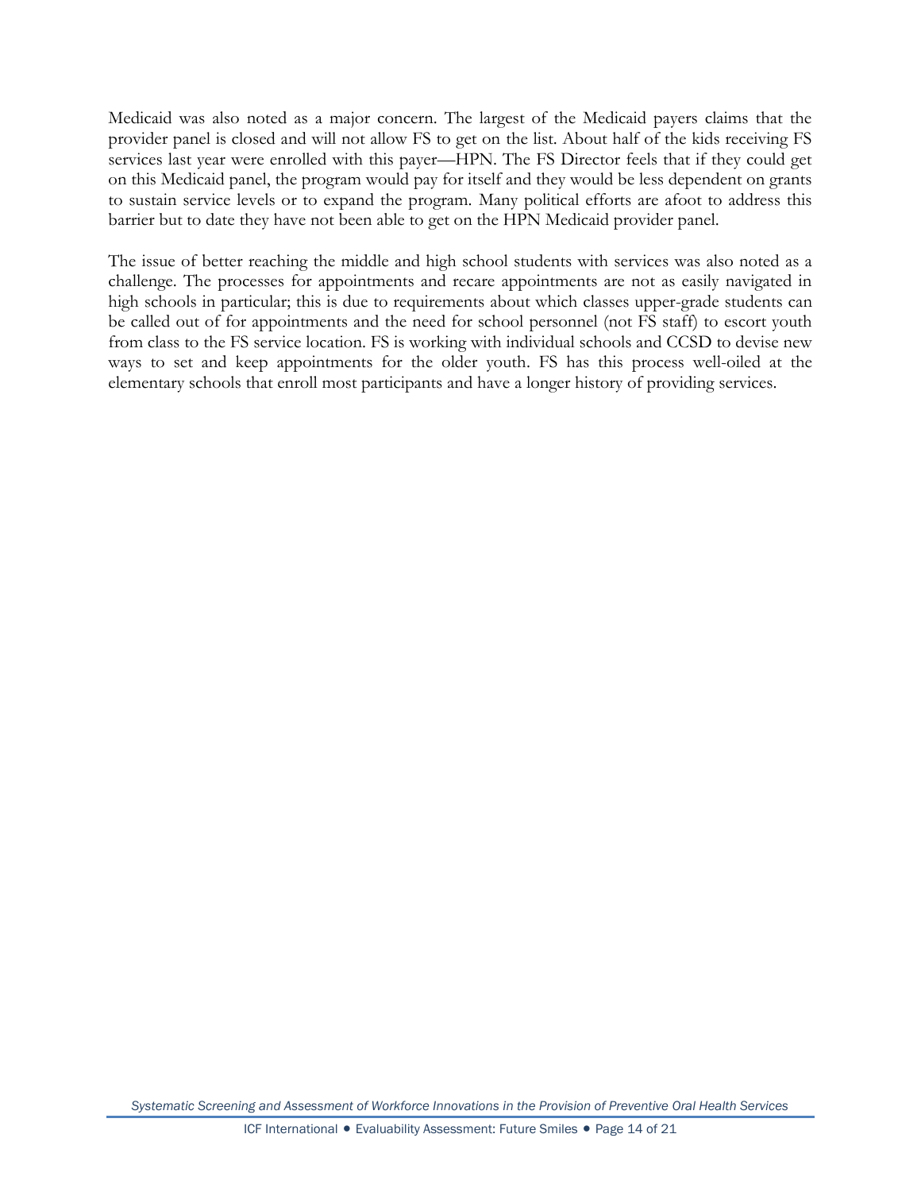Medicaid was also noted as a major concern. The largest of the Medicaid payers claims that the provider panel is closed and will not allow FS to get on the list. About half of the kids receiving FS services last year were enrolled with this payer—HPN. The FS Director feels that if they could get on this Medicaid panel, the program would pay for itself and they would be less dependent on grants to sustain service levels or to expand the program. Many political efforts are afoot to address this barrier but to date they have not been able to get on the HPN Medicaid provider panel.

The issue of better reaching the middle and high school students with services was also noted as a challenge. The processes for appointments and recare appointments are not as easily navigated in high schools in particular; this is due to requirements about which classes upper-grade students can be called out of for appointments and the need for school personnel (not FS staff) to escort youth from class to the FS service location. FS is working with individual schools and CCSD to devise new ways to set and keep appointments for the older youth. FS has this process well-oiled at the elementary schools that enroll most participants and have a longer history of providing services.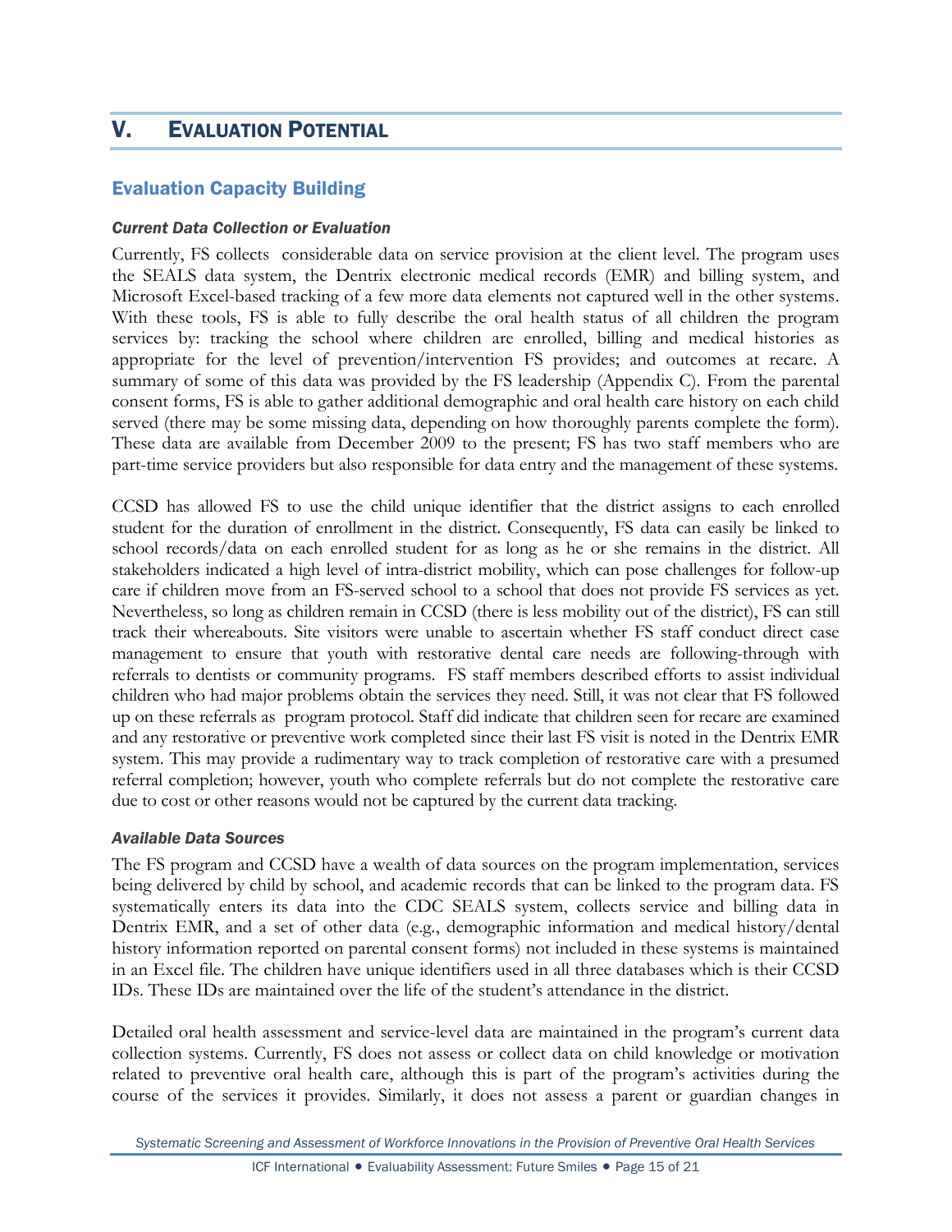# V. EVALUATION POTENTIAL

## Evaluation Capacity Building

### *Current Data Collection or Evaluation*

Currently, FS collects considerable data on service provision at the client level. The program uses the SEALS data system, the Dentrix electronic medical records (EMR) and billing system, and Microsoft Excel-based tracking of a few more data elements not captured well in the other systems. With these tools, FS is able to fully describe the oral health status of all children the program services by: tracking the school where children are enrolled, billing and medical histories as appropriate for the level of prevention/intervention FS provides; and outcomes at recare. A summary of some of this data was provided by the FS leadership (Appendix C). From the parental consent forms, FS is able to gather additional demographic and oral health care history on each child served (there may be some missing data, depending on how thoroughly parents complete the form). These data are available from December 2009 to the present; FS has two staff members who are part-time service providers but also responsible for data entry and the management of these systems.

CCSD has allowed FS to use the child unique identifier that the district assigns to each enrolled student for the duration of enrollment in the district. Consequently, FS data can easily be linked to school records/data on each enrolled student for as long as he or she remains in the district. All stakeholders indicated a high level of intra-district mobility, which can pose challenges for follow-up care if children move from an FS-served school to a school that does not provide FS services as yet. Nevertheless, so long as children remain in CCSD (there is less mobility out of the district), FS can still track their whereabouts. Site visitors were unable to ascertain whether FS staff conduct direct case management to ensure that youth with restorative dental care needs are following-through with referrals to dentists or community programs. FS staff members described efforts to assist individual children who had major problems obtain the services they need. Still, it was not clear that FS followed up on these referrals as program protocol. Staff did indicate that children seen for recare are examined and any restorative or preventive work completed since their last FS visit is noted in the Dentrix EMR system. This may provide a rudimentary way to track completion of restorative care with a presumed referral completion; however, youth who complete referrals but do not complete the restorative care due to cost or other reasons would not be captured by the current data tracking.

### *Available Data Sources*

The FS program and CCSD have a wealth of data sources on the program implementation, services being delivered by child by school, and academic records that can be linked to the program data. FS systematically enters its data into the CDC SEALS system, collects service and billing data in Dentrix EMR, and a set of other data (e.g., demographic information and medical history/dental history information reported on parental consent forms) not included in these systems is maintained in an Excel file. The children have unique identifiers used in all three databases which is their CCSD IDs. These IDs are maintained over the life of the student's attendance in the district.

Detailed oral health assessment and service-level data are maintained in the program's current data collection systems. Currently, FS does not assess or collect data on child knowledge or motivation related to preventive oral health care, although this is part of the program's activities during the course of the services it provides. Similarly, it does not assess a parent or guardian changes in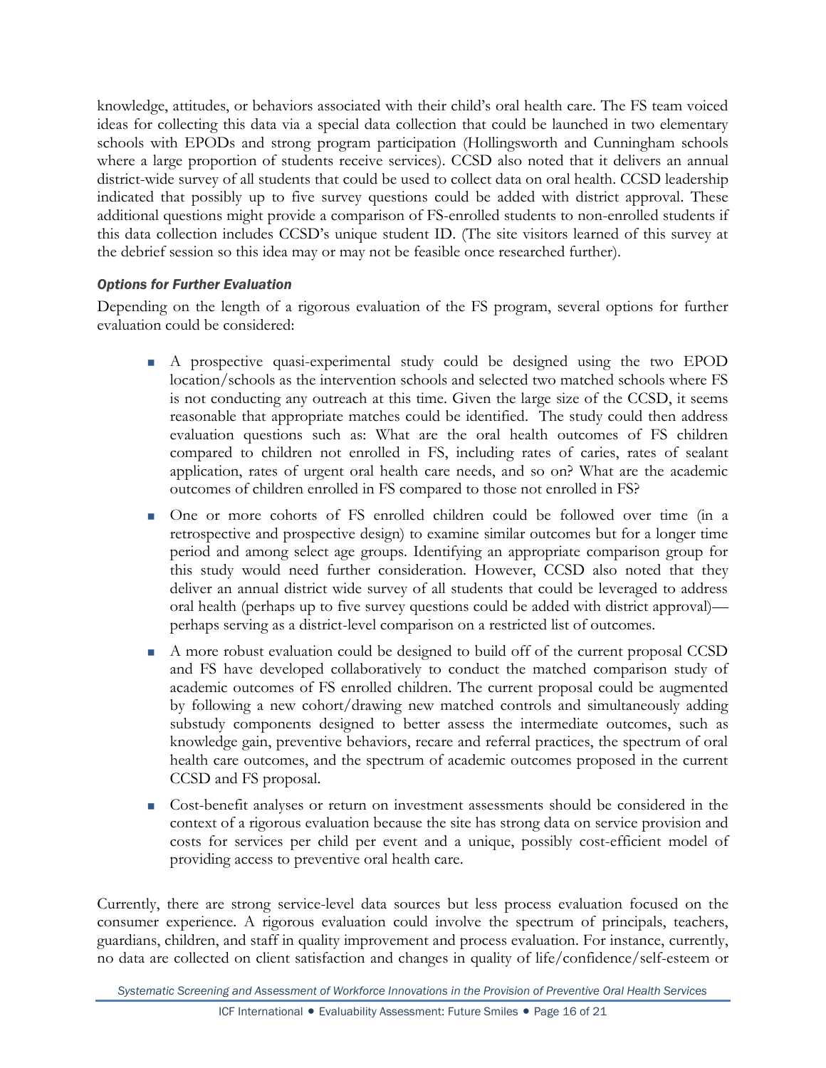knowledge, attitudes, or behaviors associated with their child's oral health care. The FS team voiced ideas for collecting this data via a special data collection that could be launched in two elementary schools with EPODs and strong program participation (Hollingsworth and Cunningham schools where a large proportion of students receive services). CCSD also noted that it delivers an annual district-wide survey of all students that could be used to collect data on oral health. CCSD leadership indicated that possibly up to five survey questions could be added with district approval. These additional questions might provide a comparison of FS-enrolled students to non-enrolled students if this data collection includes CCSD's unique student ID. (The site visitors learned of this survey at the debrief session so this idea may or may not be feasible once researched further).

### *Options for Further Evaluation*

Depending on the length of a rigorous evaluation of the FS program, several options for further evaluation could be considered:

- A prospective quasi-experimental study could be designed using the two EPOD location/schools as the intervention schools and selected two matched schools where FS is not conducting any outreach at this time. Given the large size of the CCSD, it seems reasonable that appropriate matches could be identified. The study could then address evaluation questions such as: What are the oral health outcomes of FS children compared to children not enrolled in FS, including rates of caries, rates of sealant application, rates of urgent oral health care needs, and so on? What are the academic outcomes of children enrolled in FS compared to those not enrolled in FS?
- One or more cohorts of FS enrolled children could be followed over time (in a retrospective and prospective design) to examine similar outcomes but for a longer time period and among select age groups. Identifying an appropriate comparison group for this study would need further consideration. However, CCSD also noted that they deliver an annual district wide survey of all students that could be leveraged to address oral health (perhaps up to five survey questions could be added with district approval)—perhaps serving as a district-level comparison on a restricted list of outcomes.
- A more robust evaluation could be designed to build off of the current proposal CCSD and FS have developed collaboratively to conduct the matched comparison study of academic outcomes of FS enrolled children. The current proposal could be augmented by following a new cohort/drawing new matched controls and simultaneously adding substudy components designed to better assess the intermediate outcomes, such as knowledge gain, preventive behaviors, recare and referral practices, the spectrum of oral health care outcomes, and the spectrum of academic outcomes proposed in the current CCSD and FS proposal.
- Cost-benefit analyses or return on investment assessments should be considered in the context of a rigorous evaluation because the site has strong data on service provision and costs for services per child per event and a unique, possibly cost-efficient model of providing access to preventive oral health care.

Currently, there are strong service-level data sources but less process evaluation focused on the consumer experience. A rigorous evaluation could involve the spectrum of principals, teachers, guardians, children, and staff in quality improvement and process evaluation. For instance, currently, no data are collected on client satisfaction and changes in quality of life/confidence/self-esteem or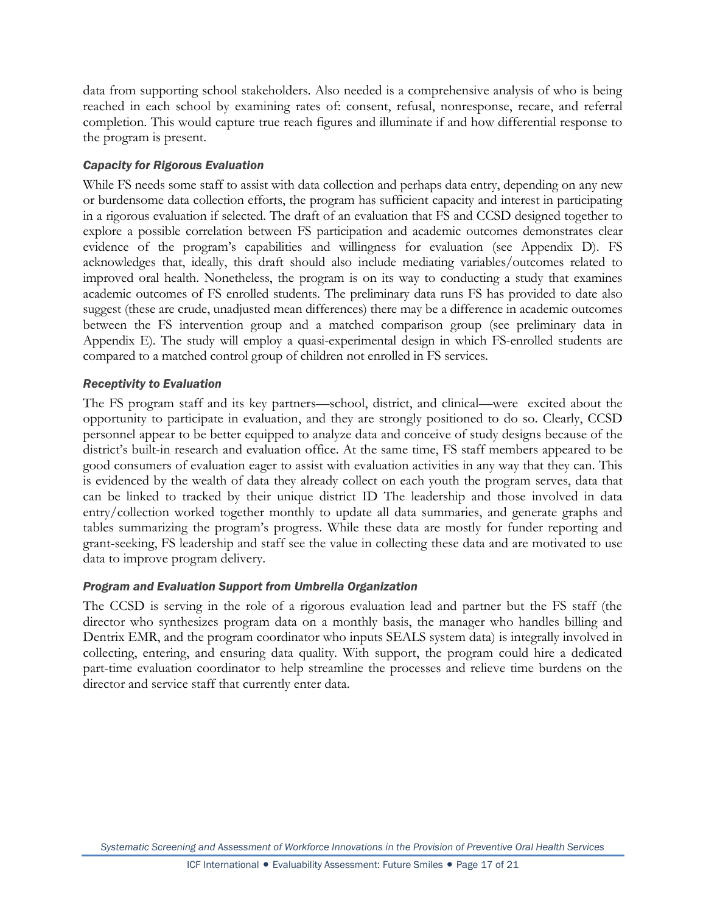data from supporting school stakeholders. Also needed is a comprehensive analysis of who is being reached in each school by examining rates of: consent, refusal, nonresponse, recare, and referral completion. This would capture true reach figures and illuminate if and how differential response to the program is present.

### *Capacity for Rigorous Evaluation*

While FS needs some staff to assist with data collection and perhaps data entry, depending on any new or burdensome data collection efforts, the program has sufficient capacity and interest in participating in a rigorous evaluation if selected. The draft of an evaluation that FS and CCSD designed together to explore a possible correlation between FS participation and academic outcomes demonstrates clear evidence of the program's capabilities and willingness for evaluation (see Appendix D). FS acknowledges that, ideally, this draft should also include mediating variables/outcomes related to improved oral health. Nonetheless, the program is on its way to conducting a study that examines academic outcomes of FS enrolled students. The preliminary data runs FS has provided to date also suggest (these are crude, unadjusted mean differences) there may be a difference in academic outcomes between the FS intervention group and a matched comparison group (see preliminary data in Appendix E). The study will employ a quasi-experimental design in which FS-enrolled students are compared to a matched control group of children not enrolled in FS services.

### *Receptivity to Evaluation*

The FS program staff and its key partners—school, district, and clinical—were excited about the opportunity to participate in evaluation, and they are strongly positioned to do so. Clearly, CCSD personnel appear to be better equipped to analyze data and conceive of study designs because of the district's built-in research and evaluation office. At the same time, FS staff members appeared to be good consumers of evaluation eager to assist with evaluation activities in any way that they can. This is evidenced by the wealth of data they already collect on each youth the program serves, data that can be linked to tracked by their unique district ID The leadership and those involved in data entry/collection worked together monthly to update all data summaries, and generate graphs and tables summarizing the program's progress. While these data are mostly for funder reporting and grant-seeking, FS leadership and staff see the value in collecting these data and are motivated to use data to improve program delivery.

### *Program and Evaluation Support from Umbrella Organization*

The CCSD is serving in the role of a rigorous evaluation lead and partner but the FS staff (the director who synthesizes program data on a monthly basis, the manager who handles billing and Dentrix EMR, and the program coordinator who inputs SEALS system data) is integrally involved in collecting, entering, and ensuring data quality. With support, the program could hire a dedicated part-time evaluation coordinator to help streamline the processes and relieve time burdens on the director and service staff that currently enter data.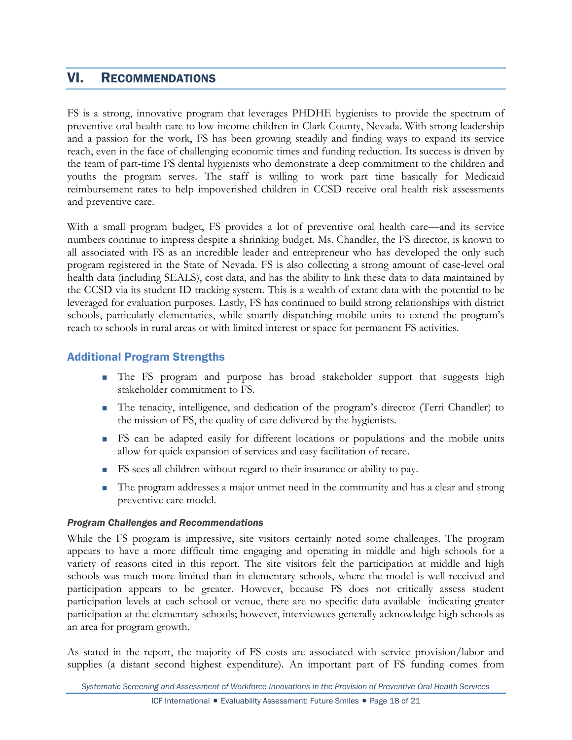# VI. Recommendations

FS is a strong, innovative program that leverages PHDHE hygienists to provide the spectrum of preventive oral health care to low-income children in Clark County, Nevada. With strong leadership and a passion for the work, FS has been growing steadily and finding ways to expand its service reach, even in the face of challenging economic times and funding reduction. Its success is driven by the team of part-time FS dental hygienists who demonstrate a deep commitment to the children and youths the program serves. The staff is willing to work part time basically for Medicaid reimbursement rates to help impoverished children in CCSD receive oral health risk assessments and preventive care.

With a small program budget, FS provides a lot of preventive oral health care—and its service numbers continue to impress despite a shrinking budget. Ms. Chandler, the FS director, is known to all associated with FS as an incredible leader and entrepreneur who has developed the only such program registered in the State of Nevada. FS is also collecting a strong amount of case-level oral health data (including SEALS), cost data, and has the ability to link these data to data maintained by the CCSD via its student ID tracking system. This is a wealth of extant data with the potential to be leveraged for evaluation purposes. Lastly, FS has continued to build strong relationships with district schools, particularly elementaries, while smartly dispatching mobile units to extend the program's reach to schools in rural areas or with limited interest or space for permanent FS activities.

## Additional Program Strengths

- The FS program and purpose has broad stakeholder support that suggests high stakeholder commitment to FS.
- The tenacity, intelligence, and dedication of the program's director (Terri Chandler) to the mission of FS, the quality of care delivered by the hygienists.
- FS can be adapted easily for different locations or populations and the mobile units allow for quick expansion of services and easy facilitation of recare.
- FS sees all children without regard to their insurance or ability to pay.
- The program addresses a major unmet need in the community and has a clear and strong preventive care model.

### *Program Challenges and Recommendations*

While the FS program is impressive, site visitors certainly noted some challenges. The program appears to have a more difficult time engaging and operating in middle and high schools for a variety of reasons cited in this report. The site visitors felt the participation at middle and high schools was much more limited than in elementary schools, where the model is well-received and participation appears to be greater. However, because FS does not critically assess student participation levels at each school or venue, there are no specific data available indicating greater participation at the elementary schools; however, interviewees generally acknowledge high schools as an area for program growth.

As stated in the report, the majority of FS costs are associated with service provision/labor and supplies (a distant second highest expenditure). An important part of FS funding comes from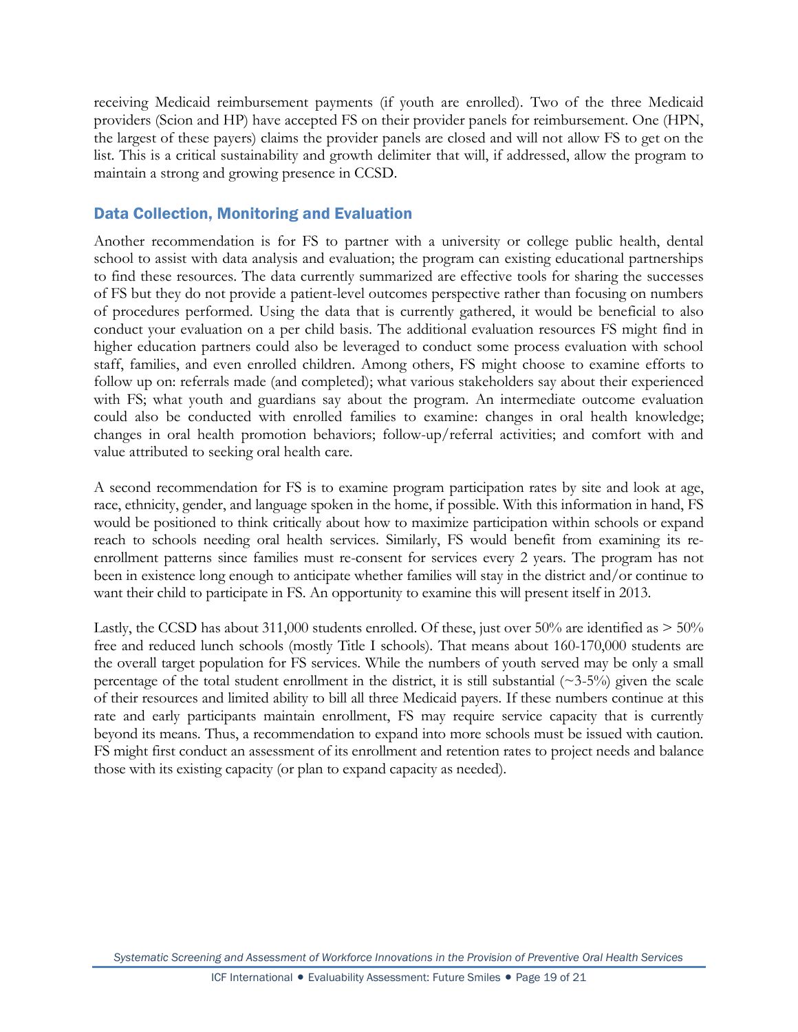receiving Medicaid reimbursement payments (if youth are enrolled). Two of the three Medicaid providers (Scion and HP) have accepted FS on their provider panels for reimbursement. One (HPN, the largest of these payers) claims the provider panels are closed and will not allow FS to get on the list. This is a critical sustainability and growth delimiter that will, if addressed, allow the program to maintain a strong and growing presence in CCSD.

## Data Collection, Monitoring and Evaluation

Another recommendation is for FS to partner with a university or college public health, dental school to assist with data analysis and evaluation; the program can existing educational partnerships to find these resources. The data currently summarized are effective tools for sharing the successes of FS but they do not provide a patient-level outcomes perspective rather than focusing on numbers of procedures performed. Using the data that is currently gathered, it would be beneficial to also conduct your evaluation on a per child basis. The additional evaluation resources FS might find in higher education partners could also be leveraged to conduct some process evaluation with school staff, families, and even enrolled children. Among others, FS might choose to examine efforts to follow up on: referrals made (and completed); what various stakeholders say about their experienced with FS; what youth and guardians say about the program. An intermediate outcome evaluation could also be conducted with enrolled families to examine: changes in oral health knowledge; changes in oral health promotion behaviors; follow-up/referral activities; and comfort with and value attributed to seeking oral health care.

A second recommendation for FS is to examine program participation rates by site and look at age, race, ethnicity, gender, and language spoken in the home, if possible. With this information in hand, FS would be positioned to think critically about how to maximize participation within schools or expand reach to schools needing oral health services. Similarly, FS would benefit from examining its re-enrollment patterns since families must re-consent for services every 2 years. The program has not been in existence long enough to anticipate whether families will stay in the district and/or continue to want their child to participate in FS. An opportunity to examine this will present itself in 2013.

Lastly, the CCSD has about 311,000 students enrolled. Of these, just over 50% are identified as > 50% free and reduced lunch schools (mostly Title I schools). That means about 160-170,000 students are the overall target population for FS services. While the numbers of youth served may be only a small percentage of the total student enrollment in the district, it is still substantial (~3-5%) given the scale of their resources and limited ability to bill all three Medicaid payers. If these numbers continue at this rate and early participants maintain enrollment, FS may require service capacity that is currently beyond its means. Thus, a recommendation to expand into more schools must be issued with caution. FS might first conduct an assessment of its enrollment and retention rates to project needs and balance those with its existing capacity (or plan to expand capacity as needed).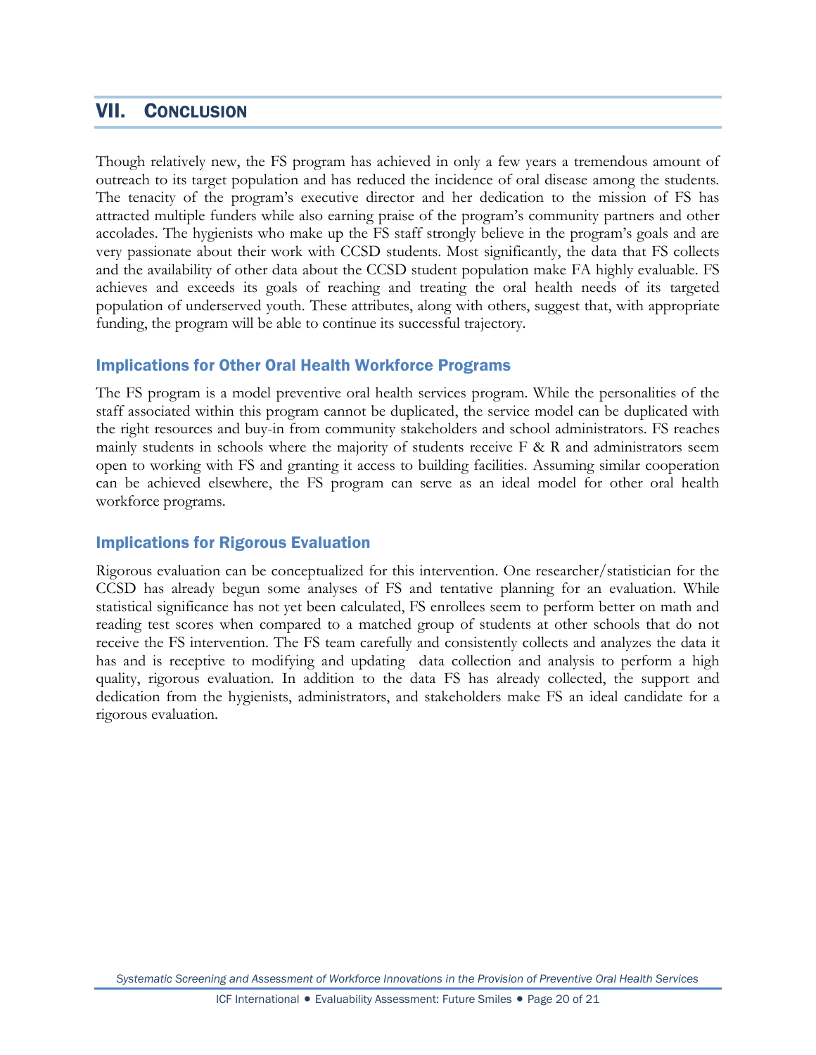# VII. Conclusion

Though relatively new, the FS program has achieved in only a few years a tremendous amount of outreach to its target population and has reduced the incidence of oral disease among the students. The tenacity of the program's executive director and her dedication to the mission of FS has attracted multiple funders while also earning praise of the program's community partners and other accolades. The hygienists who make up the FS staff strongly believe in the program's goals and are very passionate about their work with CCSD students. Most significantly, the data that FS collects and the availability of other data about the CCSD student population make FA highly evaluable. FS achieves and exceeds its goals of reaching and treating the oral health needs of its targeted population of underserved youth. These attributes, along with others, suggest that, with appropriate funding, the program will be able to continue its successful trajectory.

## Implications for Other Oral Health Workforce Programs

The FS program is a model preventive oral health services program. While the personalities of the staff associated within this program cannot be duplicated, the service model can be duplicated with the right resources and buy-in from community stakeholders and school administrators. FS reaches mainly students in schools where the majority of students receive F & R and administrators seem open to working with FS and granting it access to building facilities. Assuming similar cooperation can be achieved elsewhere, the FS program can serve as an ideal model for other oral health workforce programs.

## Implications for Rigorous Evaluation

Rigorous evaluation can be conceptualized for this intervention. One researcher/statistician for the CCSD has already begun some analyses of FS and tentative planning for an evaluation. While statistical significance has not yet been calculated, FS enrollees seem to perform better on math and reading test scores when compared to a matched group of students at other schools that do not receive the FS intervention. The FS team carefully and consistently collects and analyzes the data it has and is receptive to modifying and updating data collection and analysis to perform a high quality, rigorous evaluation. In addition to the data FS has already collected, the support and dedication from the hygienists, administrators, and stakeholders make FS an ideal candidate for a rigorous evaluation.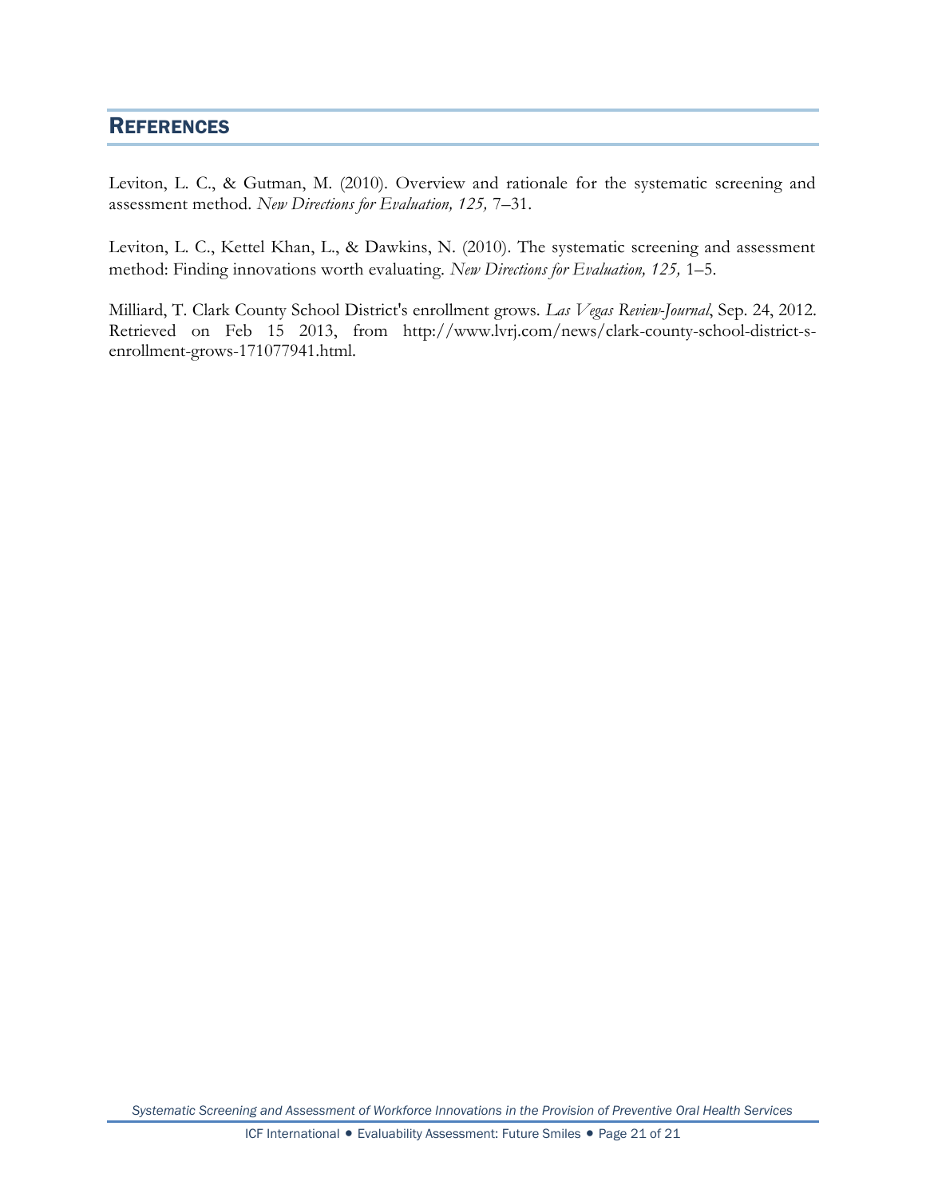## REFERENCES

Leviton, L. C., & Gutman, M. (2010). Overview and rationale for the systematic screening and assessment method. *New Directions for Evaluation, 125,* 7–31.

Leviton, L. C., Kettel Khan, L., & Dawkins, N. (2010). The systematic screening and assessment method: Finding innovations worth evaluating. *New Directions for Evaluation, 125,* 1–5.

Milliard, T. Clark County School District's enrollment grows. *Las Vegas Review-Journal*, Sep. 24, 2012. Retrieved on Feb 15 2013, from http://www.lvrj.com/news/clark-county-school-district-s-enrollment-grows-171077941.html.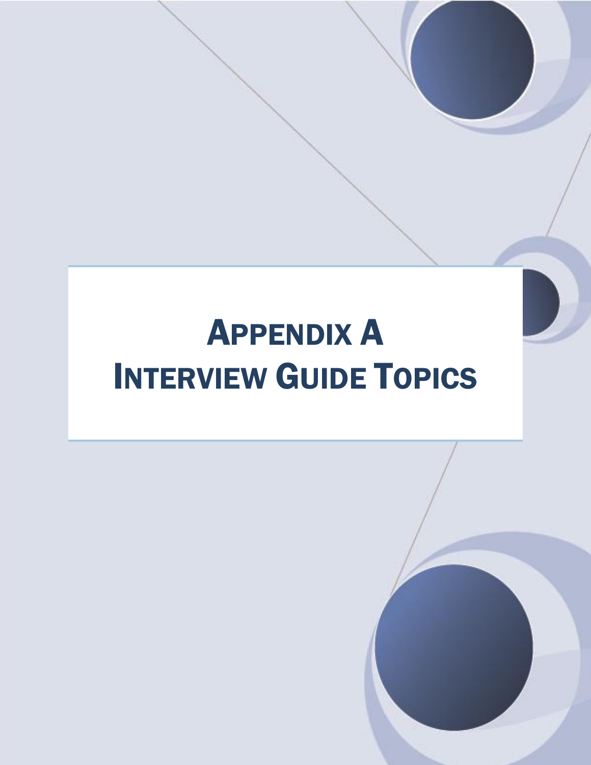# Appendix A
# Interview Guide Topics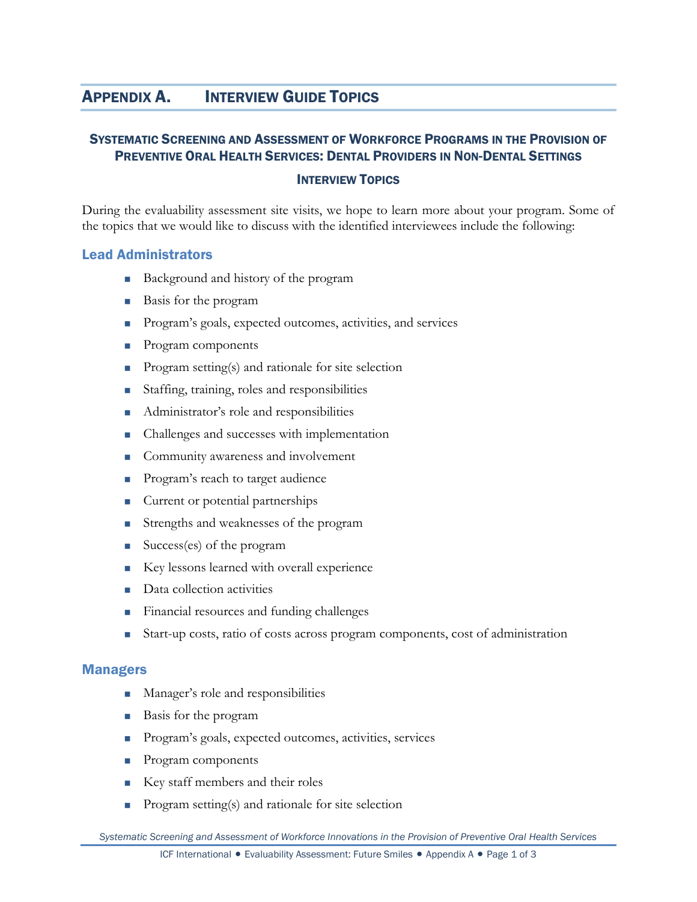# Appendix A. Interview Guide Topics

### Systematic Screening and Assessment of Workforce Programs in the Provision of Preventive Oral Health Services: Dental Providers in Non-Dental Settings

### Interview Topics

During the evaluability assessment site visits, we hope to learn more about your program. Some of the topics that we would like to discuss with the identified interviewees include the following:

## Lead Administrators

- Background and history of the program
- Basis for the program
- Program's goals, expected outcomes, activities, and services
- Program components
- Program setting(s) and rationale for site selection
- Staffing, training, roles and responsibilities
- Administrator's role and responsibilities
- Challenges and successes with implementation
- Community awareness and involvement
- Program's reach to target audience
- Current or potential partnerships
- Strengths and weaknesses of the program
- Success(es) of the program
- Key lessons learned with overall experience
- Data collection activities
- Financial resources and funding challenges
- Start-up costs, ratio of costs across program components, cost of administration

## Managers

- Manager's role and responsibilities
- Basis for the program
- Program's goals, expected outcomes, activities, services
- Program components
- Key staff members and their roles
- Program setting(s) and rationale for site selection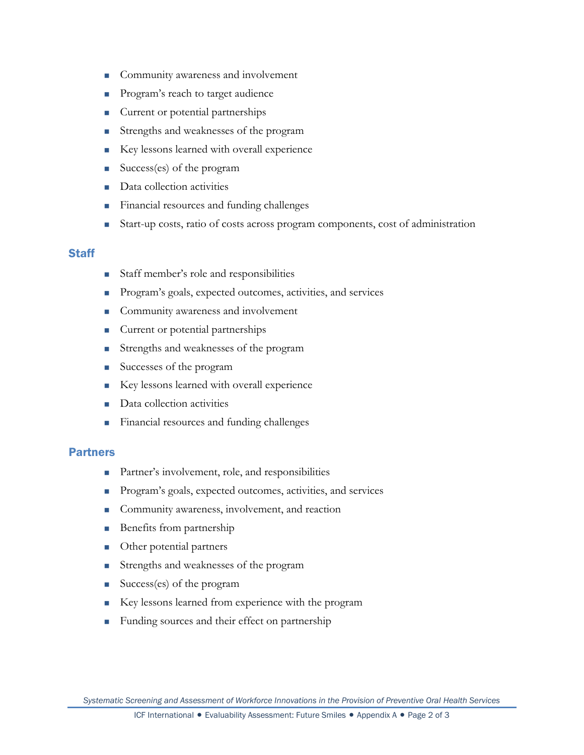- Community awareness and involvement
- Program's reach to target audience
- Current or potential partnerships
- Strengths and weaknesses of the program
- Key lessons learned with overall experience
- Success(es) of the program
- Data collection activities
- Financial resources and funding challenges
- Start-up costs, ratio of costs across program components, cost of administration

## Staff

- Staff member's role and responsibilities
- Program's goals, expected outcomes, activities, and services
- Community awareness and involvement
- Current or potential partnerships
- Strengths and weaknesses of the program
- Successes of the program
- Key lessons learned with overall experience
- Data collection activities
- Financial resources and funding challenges

## Partners

- Partner's involvement, role, and responsibilities
- Program's goals, expected outcomes, activities, and services
- Community awareness, involvement, and reaction
- Benefits from partnership
- Other potential partners
- Strengths and weaknesses of the program
- Success(es) of the program
- Key lessons learned from experience with the program
- Funding sources and their effect on partnership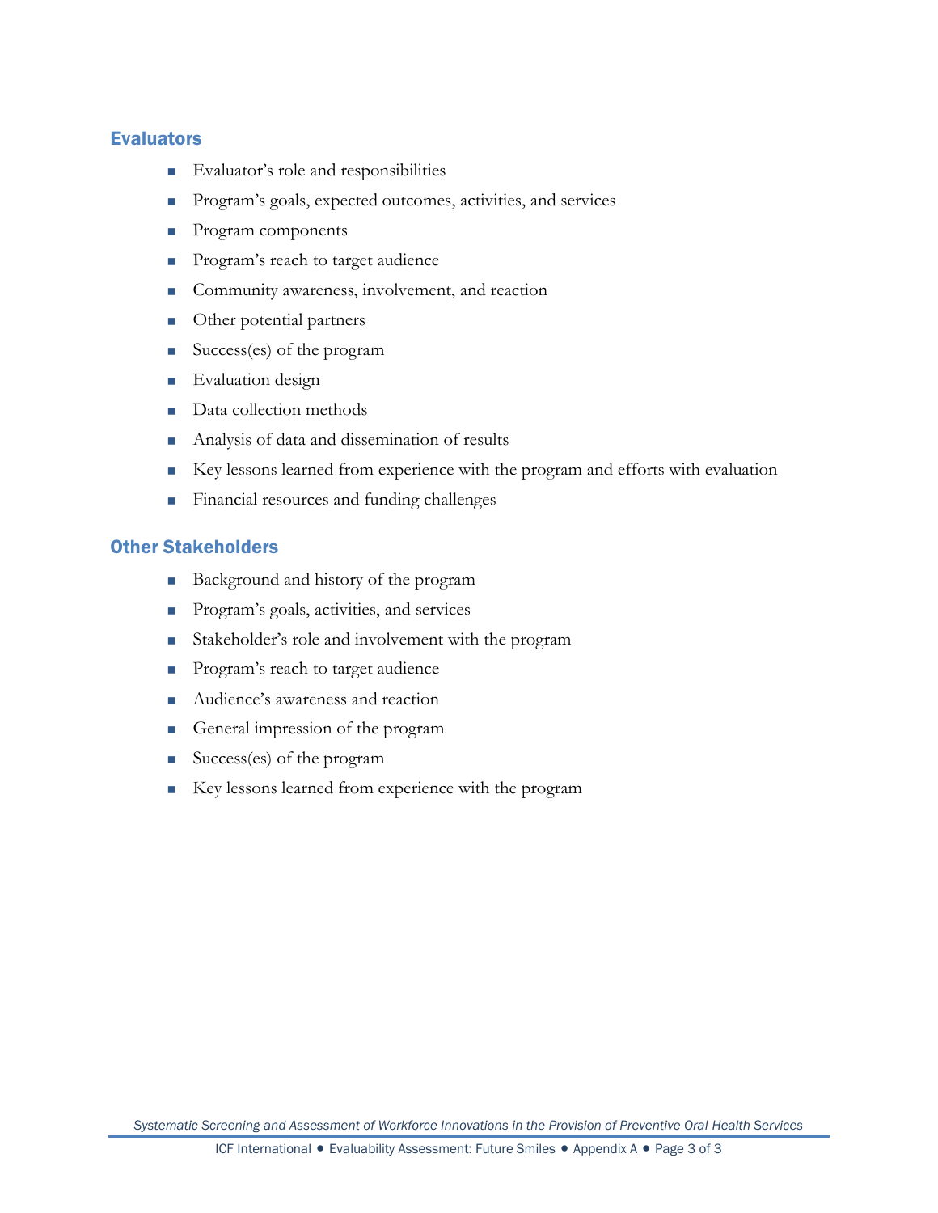### Evaluators

- Evaluator's role and responsibilities
- Program's goals, expected outcomes, activities, and services
- Program components
- Program's reach to target audience
- Community awareness, involvement, and reaction
- Other potential partners
- Success(es) of the program
- Evaluation design
- Data collection methods
- Analysis of data and dissemination of results
- Key lessons learned from experience with the program and efforts with evaluation
- Financial resources and funding challenges

### Other Stakeholders

- Background and history of the program
- Program's goals, activities, and services
- Stakeholder's role and involvement with the program
- Program's reach to target audience
- Audience's awareness and reaction
- General impression of the program
- Success(es) of the program
- Key lessons learned from experience with the program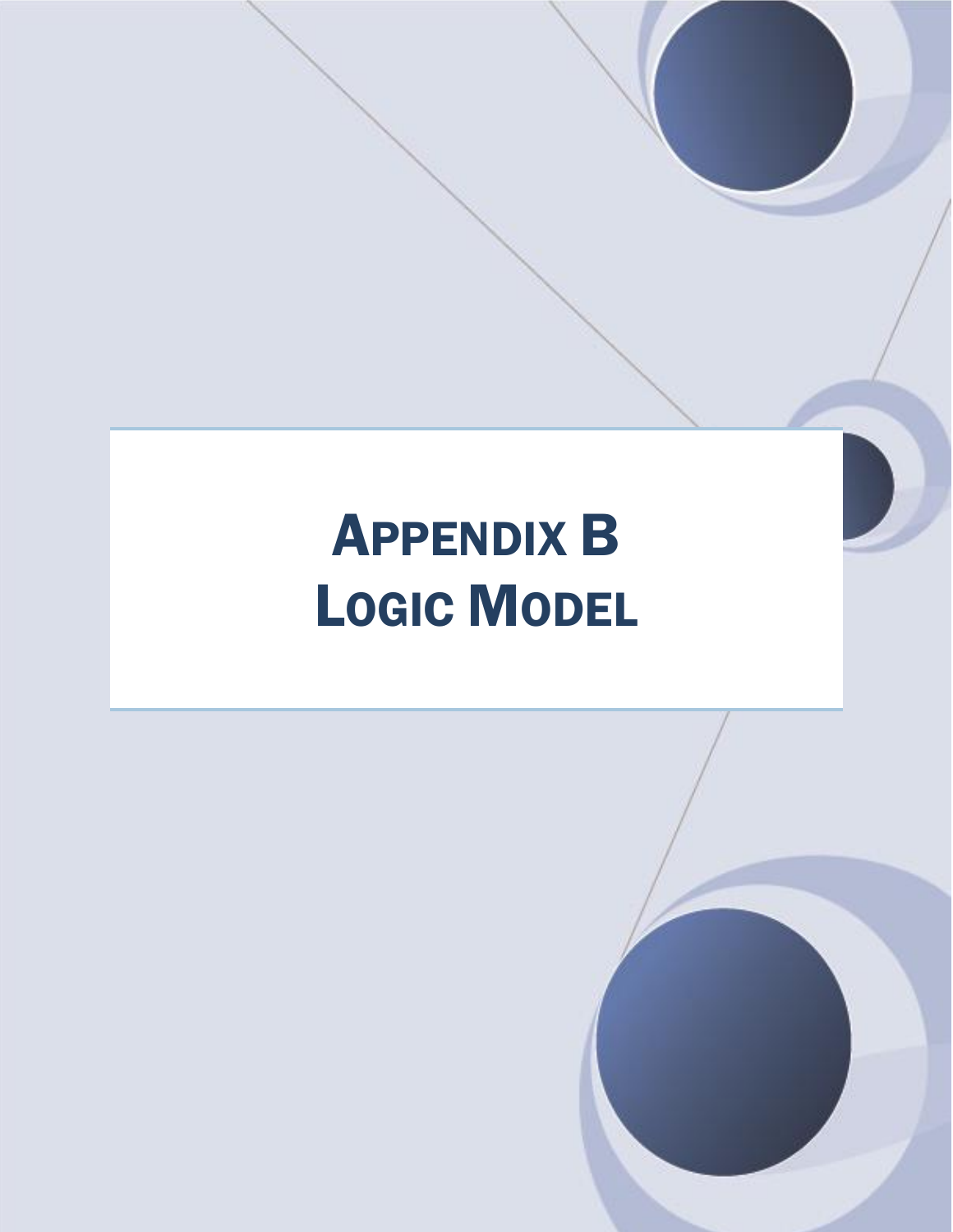# Appendix B
# Logic Model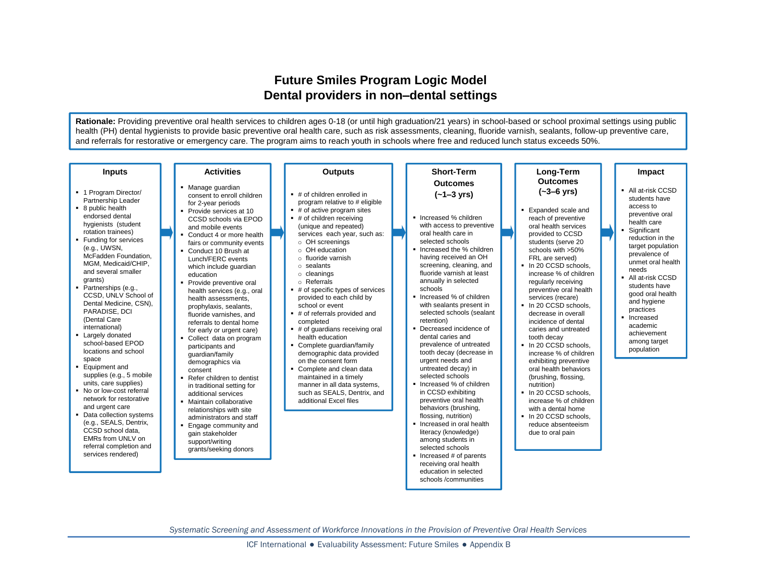# Future Smiles Program Logic Model
## Dental providers in non–dental settings

**Rationale:** Providing preventive oral health services to children ages 0-18 (or until high graduation/21 years) in school-based or school proximal settings using public health (PH) dental hygienists to provide basic preventive oral health care, such as risk assessments, cleaning, fluoride varnish, sealants, follow-up preventive care, and referrals for restorative or emergency care. The program aims to reach youth in schools where free and reduced lunch status exceeds 50%.

### Inputs

- 1 Program Director/ Partnership Leader
- 8 public health endorsed dental hygienists (student rotation trainees)
- Funding for services (e.g., UWSN, McFadden Foundation, MGM, Medicaid/CHIP, and several smaller grants)
- Partnerships (e.g., CCSD, UNLV School of Dental Medicine, CSN), PARADISE, DCI (Dental Care international)
- Largely donated school-based EPOD locations and school space
- Equipment and supplies (e.g., 5 mobile units, care supplies)
- No or low-cost referral network for restorative and urgent care
- Data collection systems (e.g., SEALS, Dentrix, CCSD school data, EMRs from UNLV on referral completion and services rendered)

### Activities

- Manage guardian consent to enroll children for 2-year periods
- Provide services at 10 CCSD schools via EPOD and mobile events
- Conduct 4 or more health fairs or community events
- Conduct 10 Brush at Lunch/FERC events which include guardian education
- Provide preventive oral health services (e.g., oral health assessments, prophylaxis, sealants, fluoride varnishes, and referrals to dental home for early or urgent care)
- Collect data on program participants and guardian/family demographics via consent
- Refer children to dentist in traditional setting for additional services
- Maintain collaborative relationships with site administrators and staff
- Engage community and gain stakeholder support/writing grants/seeking donors

### Outputs

- # of children enrolled in program relative to # eligible
- # of active program sites
- # of children receiving (unique and repeated) services each year, such as:
  - OH screenings
  - OH education
  - fluoride varnish
  - sealants
  - cleanings
  - Referrals
- # of specific types of services provided to each child by school or event
- # of referrals provided and completed
- # of guardians receiving oral health education
- Complete guardian/family demographic data provided on the consent form
- Complete and clean data maintained in a timely manner in all data systems, such as SEALS, Dentrix, and additional Excel files

### Short-Term Outcomes (~1–3 yrs)

- Increased % children with access to preventive oral health care in selected schools
- Increased the % children having received an OH screening, cleaning, and fluoride varnish at least annually in selected schools
- Increased % of children with sealants present in selected schools (sealant retention)
- Decreased incidence of dental caries and prevalence of untreated tooth decay (decrease in urgent needs and untreated decay) in selected schools
- Increased % of children in CCSD exhibiting preventive oral health behaviors (brushing, flossing, nutrition)
- Increased in oral health literacy (knowledge) among students in selected schools
- Increased # of parents receiving oral health education in selected schools /communities

### Long-Term Outcomes (~3–6 yrs)

- Expanded scale and reach of preventive oral health services provided to CCSD students (serve 20 schools with >50% FRL are served)
- In 20 CCSD schools, increase % of children regularly receiving preventive oral health services (recare)
- In 20 CCSD schools, decrease in overall incidence of dental caries and untreated tooth decay
- In 20 CCSD schools, increase % of children exhibiting preventive oral health behaviors (brushing, flossing, nutrition)
- In 20 CCSD schools, increase % of children with a dental home
- In 20 CCSD schools, reduce absenteeism due to oral pain

### Impact

- All at-risk CCSD students have access to preventive oral health care
- Significant reduction in the target population prevalence of unmet oral health needs
- All at-risk CCSD students have good oral health and hygiene practices
- Increased academic achievement among target population

*Systematic Screening and Assessment of Workforce Innovations in the Provision of Preventive Oral Health Services*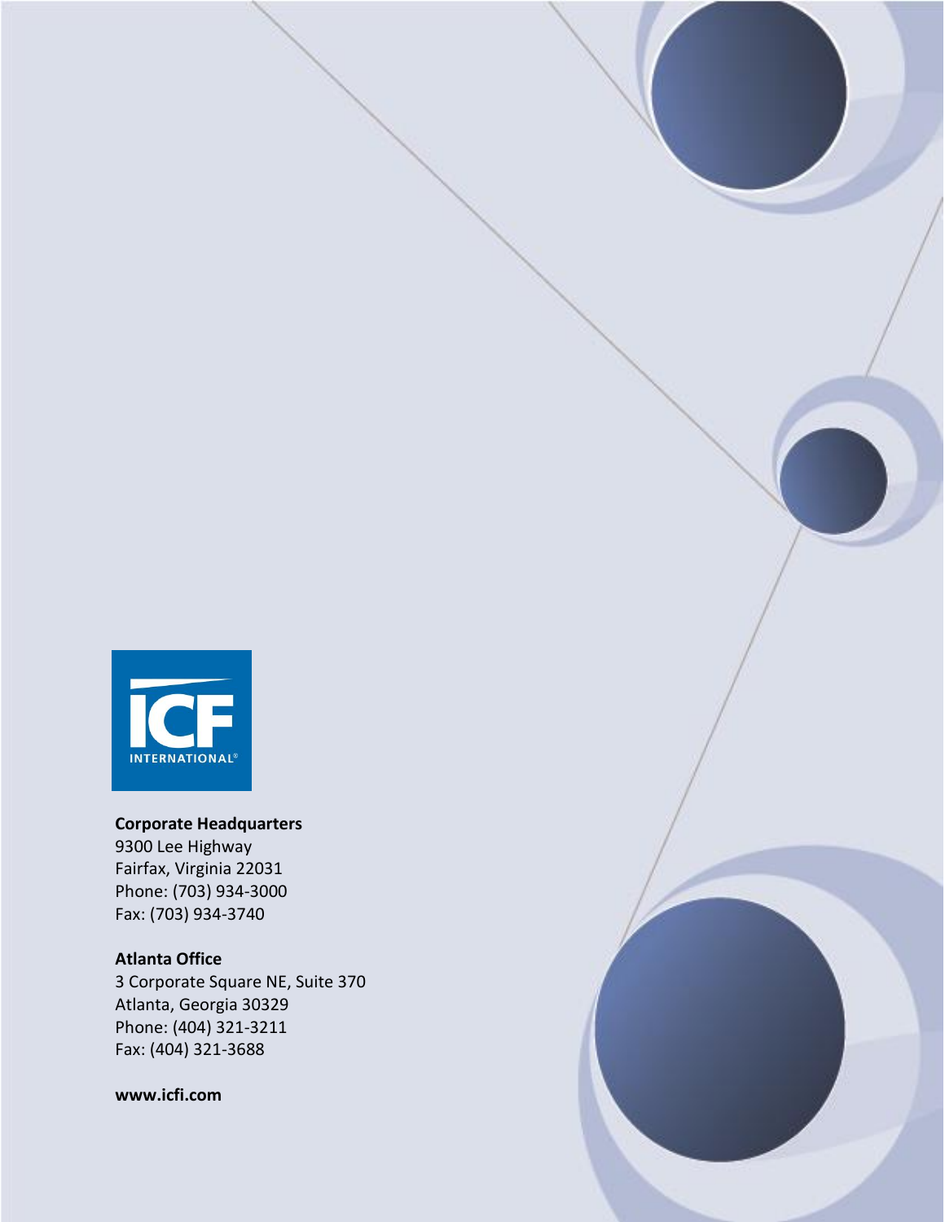ICF INTERNATIONAL

**Corporate Headquarters**
9300 Lee Highway
Fairfax, Virginia 22031
Phone: (703) 934-3000
Fax: (703) 934-3740

**Atlanta Office**
3 Corporate Square NE, Suite 370
Atlanta, Georgia 30329
Phone: (404) 321-3211
Fax: (404) 321-3688

**www.icfi.com**